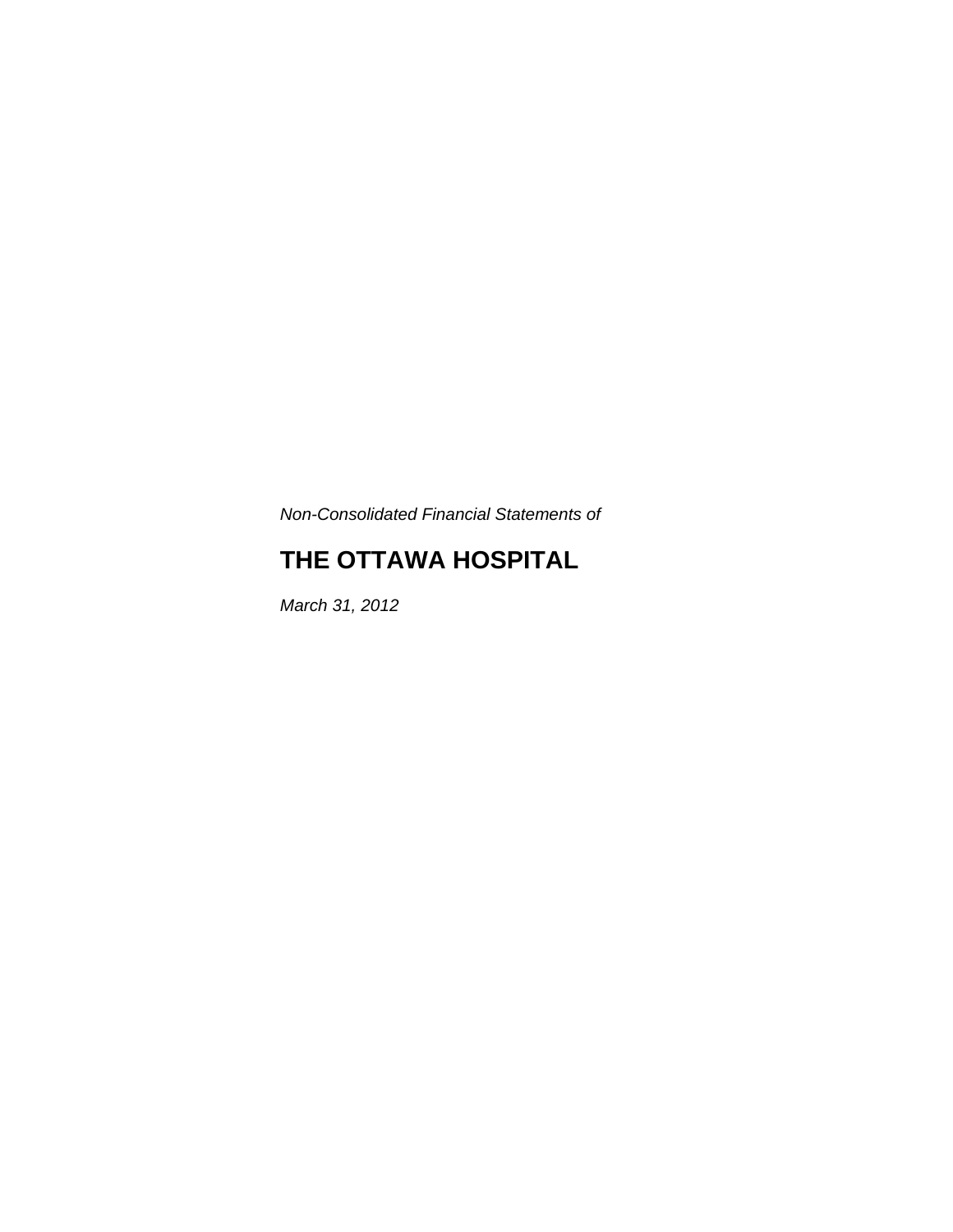*Non-Consolidated Financial Statements of*

# THE OTTAWA HOSPITAL

*March 31, 2012*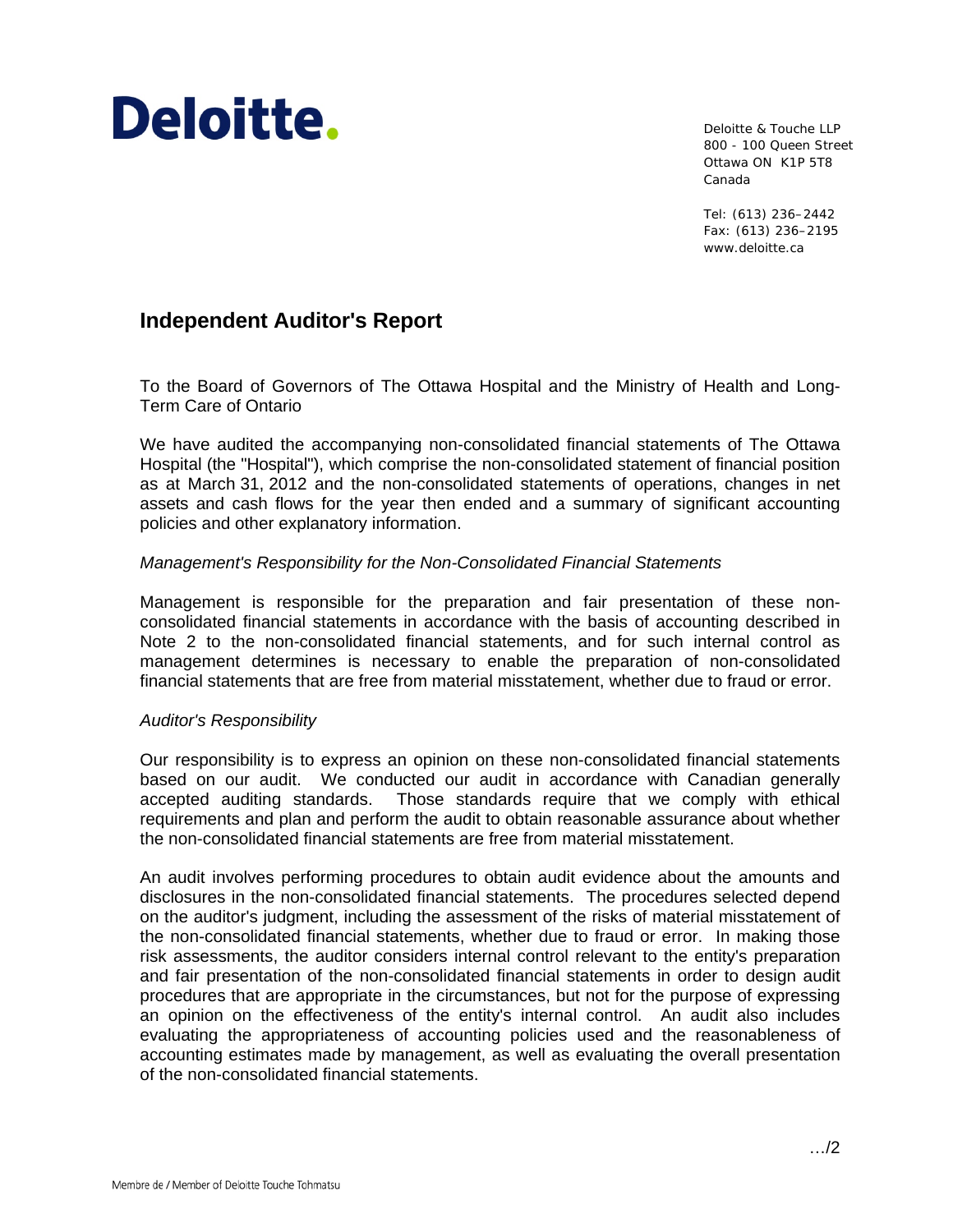Deloitte.

Deloitte & Touche LLP
800 - 100 Queen Street
Ottawa ON K1P 5T8
Canada

Tel: (613) 236–2442
Fax: (613) 236–2195
www.deloitte.ca

## Independent Auditor's Report

To the Board of Governors of The Ottawa Hospital and the Ministry of Health and Long-Term Care of Ontario

We have audited the accompanying non-consolidated financial statements of The Ottawa Hospital (the "Hospital"), which comprise the non-consolidated statement of financial position as at March 31, 2012 and the non-consolidated statements of operations, changes in net assets and cash flows for the year then ended and a summary of significant accounting policies and other explanatory information.

*Management's Responsibility for the Non-Consolidated Financial Statements*

Management is responsible for the preparation and fair presentation of these non-consolidated financial statements in accordance with the basis of accounting described in Note 2 to the non-consolidated financial statements, and for such internal control as management determines is necessary to enable the preparation of non-consolidated financial statements that are free from material misstatement, whether due to fraud or error.

*Auditor's Responsibility*

Our responsibility is to express an opinion on these non-consolidated financial statements based on our audit. We conducted our audit in accordance with Canadian generally accepted auditing standards. Those standards require that we comply with ethical requirements and plan and perform the audit to obtain reasonable assurance about whether the non-consolidated financial statements are free from material misstatement.

An audit involves performing procedures to obtain audit evidence about the amounts and disclosures in the non-consolidated financial statements. The procedures selected depend on the auditor's judgment, including the assessment of the risks of material misstatement of the non-consolidated financial statements, whether due to fraud or error. In making those risk assessments, the auditor considers internal control relevant to the entity's preparation and fair presentation of the non-consolidated financial statements in order to design audit procedures that are appropriate in the circumstances, but not for the purpose of expressing an opinion on the effectiveness of the entity's internal control. An audit also includes evaluating the appropriateness of accounting policies used and the reasonableness of accounting estimates made by management, as well as evaluating the overall presentation of the non-consolidated financial statements.

…/2

Membre de / Member of Deloitte Touche Tohmatsu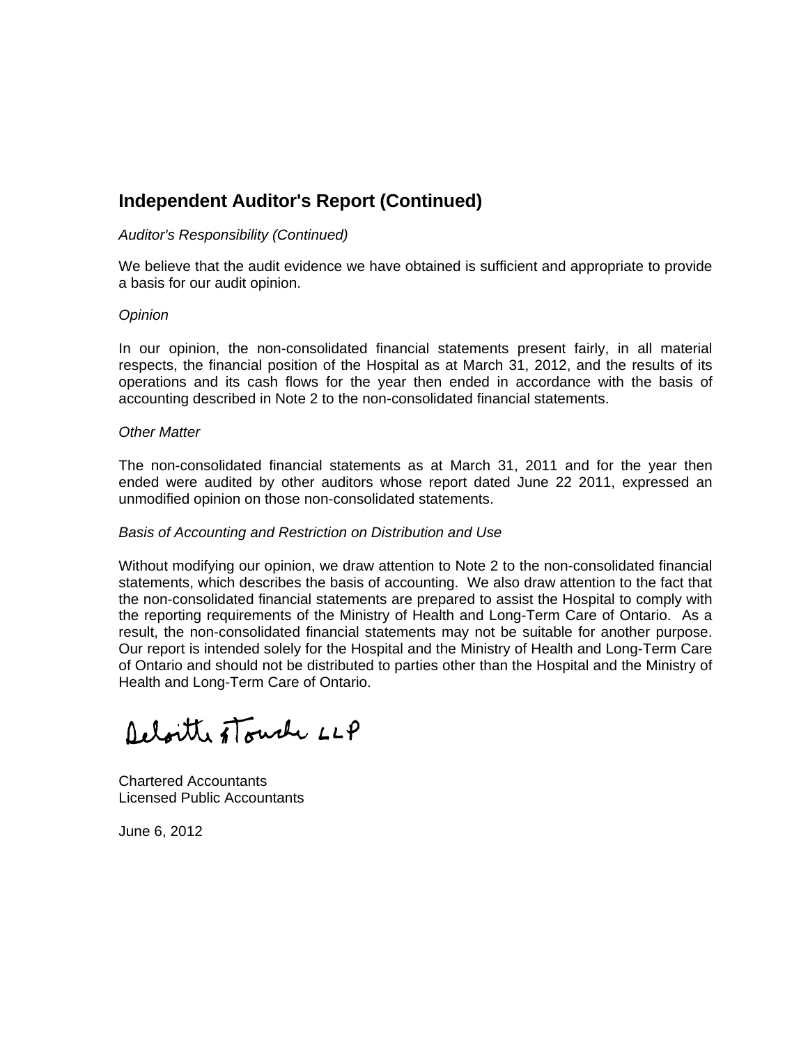## Independent Auditor's Report (Continued)

*Auditor's Responsibility (Continued)*

We believe that the audit evidence we have obtained is sufficient and appropriate to provide a basis for our audit opinion.

*Opinion*

In our opinion, the non-consolidated financial statements present fairly, in all material respects, the financial position of the Hospital as at March 31, 2012, and the results of its operations and its cash flows for the year then ended in accordance with the basis of accounting described in Note 2 to the non-consolidated financial statements.

*Other Matter*

The non-consolidated financial statements as at March 31, 2011 and for the year then ended were audited by other auditors whose report dated June 22 2011, expressed an unmodified opinion on those non-consolidated statements.

*Basis of Accounting and Restriction on Distribution and Use*

Without modifying our opinion, we draw attention to Note 2 to the non-consolidated financial statements, which describes the basis of accounting. We also draw attention to the fact that the non-consolidated financial statements are prepared to assist the Hospital to comply with the reporting requirements of the Ministry of Health and Long-Term Care of Ontario. As a result, the non-consolidated financial statements may not be suitable for another purpose. Our report is intended solely for the Hospital and the Ministry of Health and Long-Term Care of Ontario and should not be distributed to parties other than the Hospital and the Ministry of Health and Long-Term Care of Ontario.

Deloitte & Touche LLP

Chartered Accountants
Licensed Public Accountants

June 6, 2012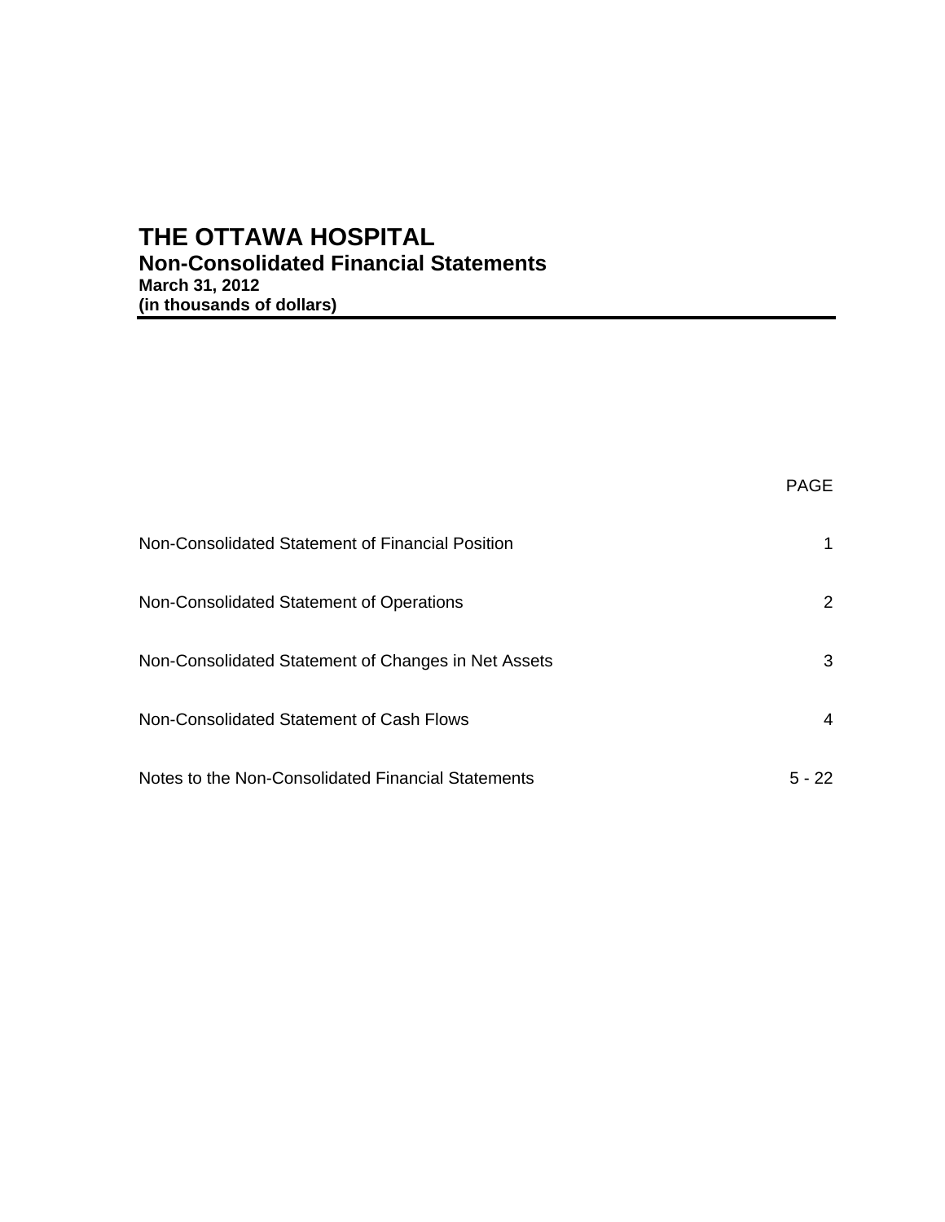# THE OTTAWA HOSPITAL

## Non-Consolidated Financial Statements

**March 31, 2012**

**(in thousands of dollars)**

| | PAGE |
|---|---|
| Non-Consolidated Statement of Financial Position | 1 |
| Non-Consolidated Statement of Operations | 2 |
| Non-Consolidated Statement of Changes in Net Assets | 3 |
| Non-Consolidated Statement of Cash Flows | 4 |
| Notes to the Non-Consolidated Financial Statements | 5 - 22 |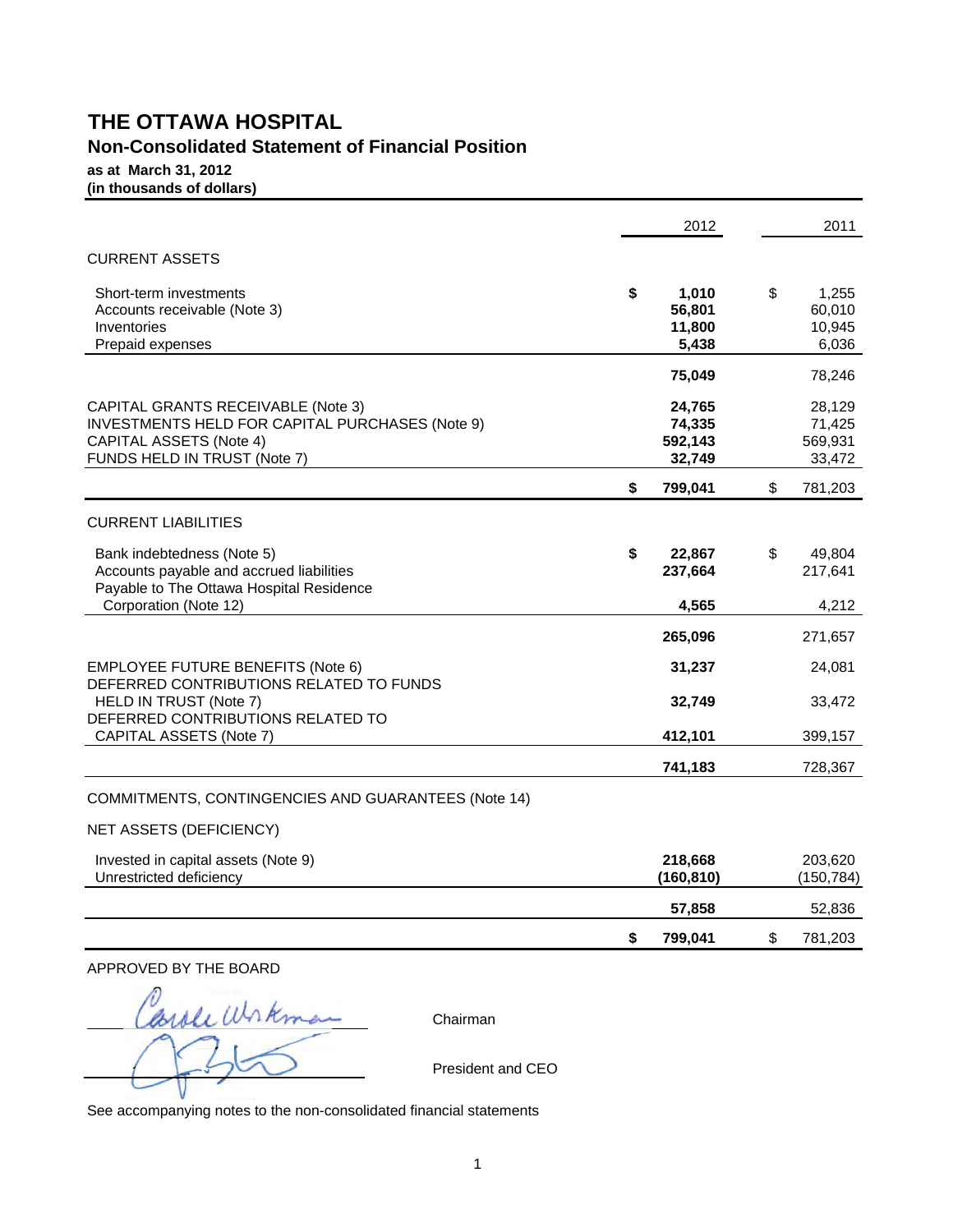# THE OTTAWA HOSPITAL

## Non-Consolidated Statement of Financial Position

**as at March 31, 2012**
**(in thousands of dollars)**

| | 2012 | 2011 |
|---|---|---|
| CURRENT ASSETS | | |
| Short-term investments | **$ 1,010** | $ 1,255 |
| Accounts receivable (Note 3) | **56,801** | 60,010 |
| Inventories | **11,800** | 10,945 |
| Prepaid expenses | **5,438** | 6,036 |
| | **75,049** | 78,246 |
| CAPITAL GRANTS RECEIVABLE (Note 3) | **24,765** | 28,129 |
| INVESTMENTS HELD FOR CAPITAL PURCHASES (Note 9) | **74,335** | 71,425 |
| CAPITAL ASSETS (Note 4) | **592,143** | 569,931 |
| FUNDS HELD IN TRUST (Note 7) | **32,749** | 33,472 |
| | **$ 799,041** | $ 781,203 |
| CURRENT LIABILITIES | | |
| Bank indebtedness (Note 5) | **$ 22,867** | $ 49,804 |
| Accounts payable and accrued liabilities | **237,664** | 217,641 |
| Payable to The Ottawa Hospital Residence Corporation (Note 12) | **4,565** | 4,212 |
| | **265,096** | 271,657 |
| EMPLOYEE FUTURE BENEFITS (Note 6) | **31,237** | 24,081 |
| DEFERRED CONTRIBUTIONS RELATED TO FUNDS HELD IN TRUST (Note 7) | **32,749** | 33,472 |
| DEFERRED CONTRIBUTIONS RELATED TO CAPITAL ASSETS (Note 7) | **412,101** | 399,157 |
| | **741,183** | 728,367 |
| COMMITMENTS, CONTINGENCIES AND GUARANTEES (Note 14) | | |
| NET ASSETS (DEFICIENCY) | | |
| Invested in capital assets (Note 9) | **218,668** | 203,620 |
| Unrestricted deficiency | **(160,810)** | (150,784) |
| | **57,858** | 52,836 |
| | **$ 799,041** | $ 781,203 |

APPROVED BY THE BOARD

_________________________ Chairman

_________________________ President and CEO

See accompanying notes to the non-consolidated financial statements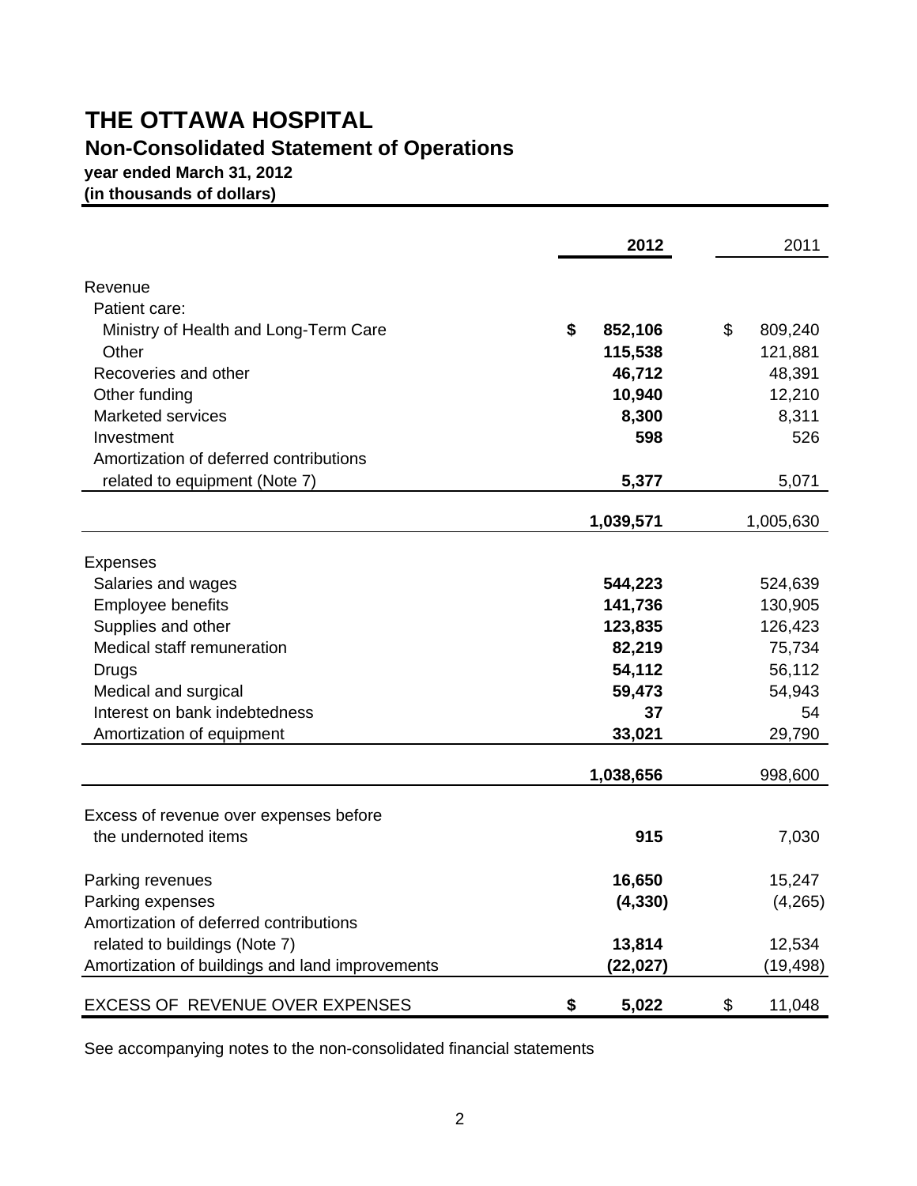# THE OTTAWA HOSPITAL

## Non-Consolidated Statement of Operations

**year ended March 31, 2012**

**(in thousands of dollars)**

| | **2012** | 2011 |
|---|---|---|
| Revenue | | |
| Patient care: | | |
| Ministry of Health and Long-Term Care | **$ 852,106** | $ 809,240 |
| Other | **115,538** | 121,881 |
| Recoveries and other | **46,712** | 48,391 |
| Other funding | **10,940** | 12,210 |
| Marketed services | **8,300** | 8,311 |
| Investment | **598** | 526 |
| Amortization of deferred contributions related to equipment (Note 7) | **5,377** | 5,071 |
| | **1,039,571** | 1,005,630 |
| Expenses | | |
| Salaries and wages | **544,223** | 524,639 |
| Employee benefits | **141,736** | 130,905 |
| Supplies and other | **123,835** | 126,423 |
| Medical staff remuneration | **82,219** | 75,734 |
| Drugs | **54,112** | 56,112 |
| Medical and surgical | **59,473** | 54,943 |
| Interest on bank indebtedness | **37** | 54 |
| Amortization of equipment | **33,021** | 29,790 |
| | **1,038,656** | 998,600 |
| Excess of revenue over expenses before the undernoted items | **915** | 7,030 |
| Parking revenues | **16,650** | 15,247 |
| Parking expenses | **(4,330)** | (4,265) |
| Amortization of deferred contributions related to buildings (Note 7) | **13,814** | 12,534 |
| Amortization of buildings and land improvements | **(22,027)** | (19,498) |
| EXCESS OF REVENUE OVER EXPENSES | **$ 5,022** | $ 11,048 |

See accompanying notes to the non-consolidated financial statements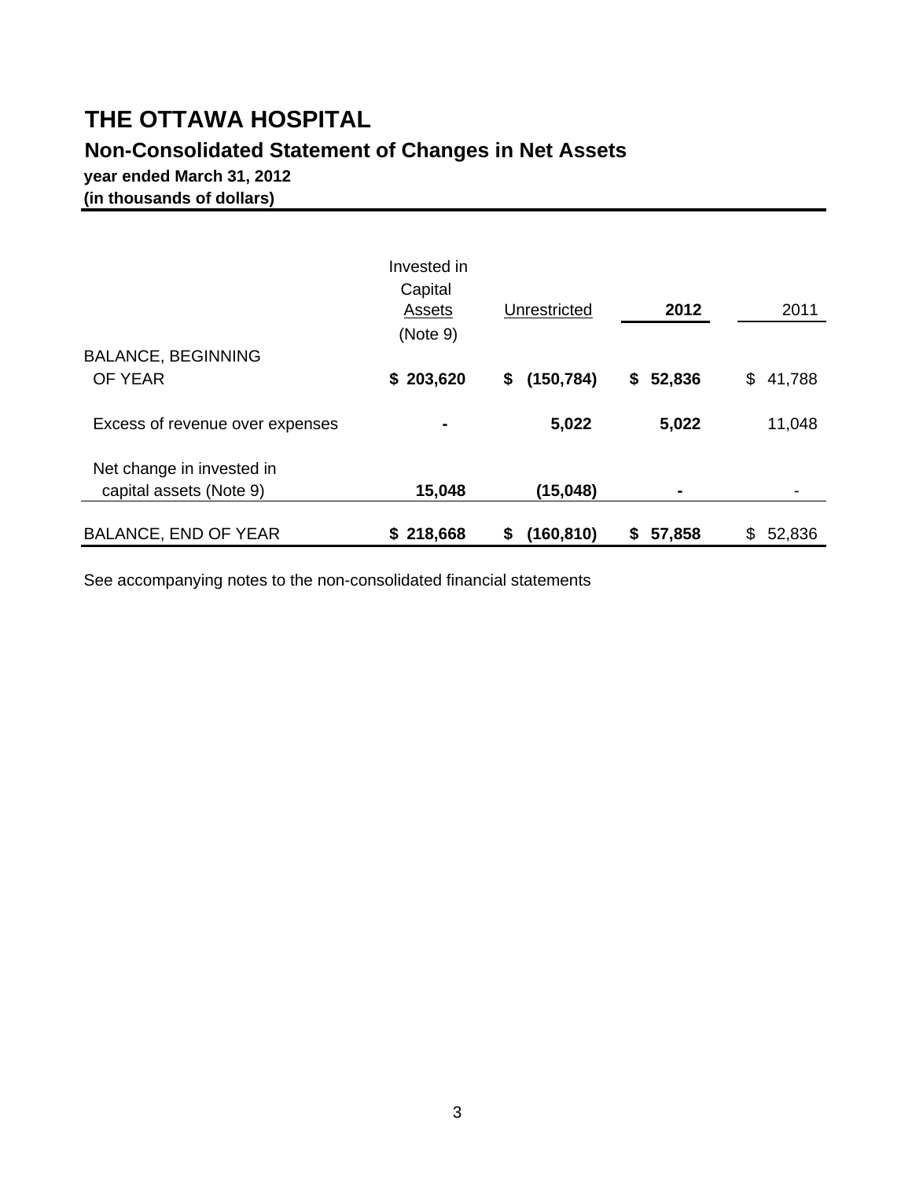# THE OTTAWA HOSPITAL

## Non-Consolidated Statement of Changes in Net Assets

**year ended March 31, 2012**
**(in thousands of dollars)**

| | Invested in Capital Assets (Note 9) | Unrestricted | **2012** | 2011 |
|---|---|---|---|---|
| BALANCE, BEGINNING OF YEAR | **$ 203,620** | **$ (150,784)** | **$ 52,836** | $ 41,788 |
| Excess of revenue over expenses | **-** | **5,022** | **5,022** | 11,048 |
| Net change in invested in capital assets (Note 9) | **15,048** | **(15,048)** | **-** | - |
| BALANCE, END OF YEAR | **$ 218,668** | **$ (160,810)** | **$ 57,858** | $ 52,836 |

See accompanying notes to the non-consolidated financial statements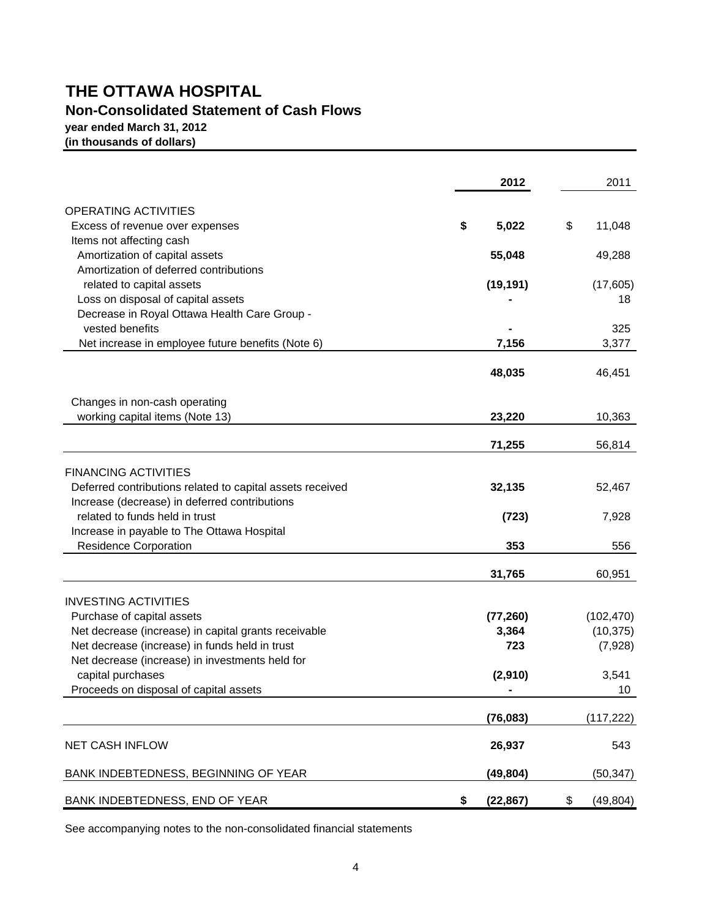# THE OTTAWA HOSPITAL

## Non-Consolidated Statement of Cash Flows

**year ended March 31, 2012**
**(in thousands of dollars)**

| | 2012 | 2011 |
|---|---|---|
| OPERATING ACTIVITIES | | |
| Excess of revenue over expenses | **$ 5,022** | $ 11,048 |
| Items not affecting cash | | |
| Amortization of capital assets | **55,048** | 49,288 |
| Amortization of deferred contributions related to capital assets | **(19,191)** | (17,605) |
| Loss on disposal of capital assets | **-** | 18 |
| Decrease in Royal Ottawa Health Care Group - vested benefits | **-** | 325 |
| Net increase in employee future benefits (Note 6) | **7,156** | 3,377 |
| | **48,035** | 46,451 |
| Changes in non-cash operating working capital items (Note 13) | **23,220** | 10,363 |
| | **71,255** | 56,814 |
| FINANCING ACTIVITIES | | |
| Deferred contributions related to capital assets received | **32,135** | 52,467 |
| Increase (decrease) in deferred contributions related to funds held in trust | **(723)** | 7,928 |
| Increase in payable to The Ottawa Hospital Residence Corporation | **353** | 556 |
| | **31,765** | 60,951 |
| INVESTING ACTIVITIES | | |
| Purchase of capital assets | **(77,260)** | (102,470) |
| Net decrease (increase) in capital grants receivable | **3,364** | (10,375) |
| Net decrease (increase) in funds held in trust | **723** | (7,928) |
| Net decrease (increase) in investments held for capital purchases | **(2,910)** | 3,541 |
| Proceeds on disposal of capital assets | **-** | 10 |
| | **(76,083)** | (117,222) |
| NET CASH INFLOW | **26,937** | 543 |
| BANK INDEBTEDNESS, BEGINNING OF YEAR | **(49,804)** | (50,347) |
| BANK INDEBTEDNESS, END OF YEAR | **$ (22,867)** | $ (49,804) |

See accompanying notes to the non-consolidated financial statements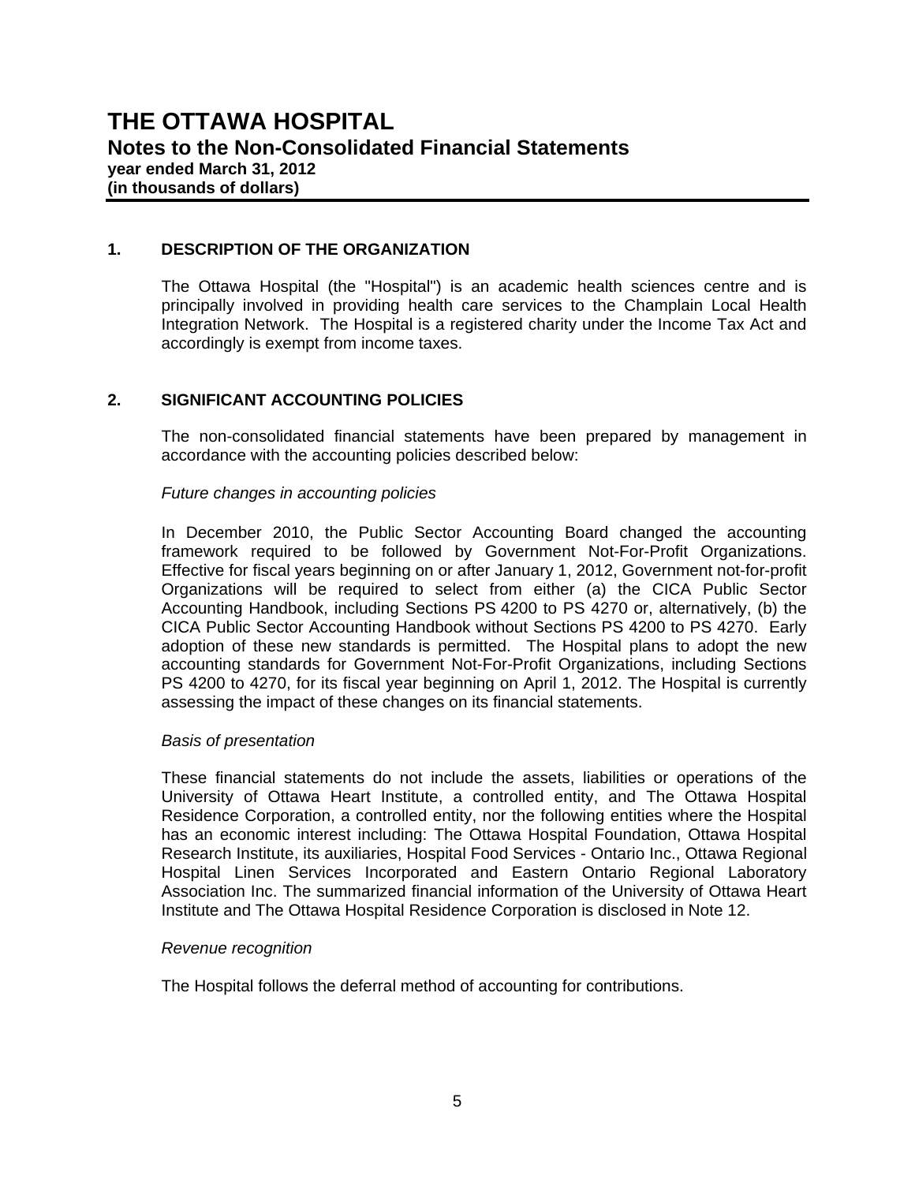# THE OTTAWA HOSPITAL

## Notes to the Non-Consolidated Financial Statements

**year ended March 31, 2012**
**(in thousands of dollars)**

### 1. DESCRIPTION OF THE ORGANIZATION

The Ottawa Hospital (the "Hospital") is an academic health sciences centre and is principally involved in providing health care services to the Champlain Local Health Integration Network. The Hospital is a registered charity under the Income Tax Act and accordingly is exempt from income taxes.

### 2. SIGNIFICANT ACCOUNTING POLICIES

The non-consolidated financial statements have been prepared by management in accordance with the accounting policies described below:

*Future changes in accounting policies*

In December 2010, the Public Sector Accounting Board changed the accounting framework required to be followed by Government Not-For-Profit Organizations. Effective for fiscal years beginning on or after January 1, 2012, Government not-for-profit Organizations will be required to select from either (a) the CICA Public Sector Accounting Handbook, including Sections PS 4200 to PS 4270 or, alternatively, (b) the CICA Public Sector Accounting Handbook without Sections PS 4200 to PS 4270. Early adoption of these new standards is permitted. The Hospital plans to adopt the new accounting standards for Government Not-For-Profit Organizations, including Sections PS 4200 to 4270, for its fiscal year beginning on April 1, 2012. The Hospital is currently assessing the impact of these changes on its financial statements.

*Basis of presentation*

These financial statements do not include the assets, liabilities or operations of the University of Ottawa Heart Institute, a controlled entity, and The Ottawa Hospital Residence Corporation, a controlled entity, nor the following entities where the Hospital has an economic interest including: The Ottawa Hospital Foundation, Ottawa Hospital Research Institute, its auxiliaries, Hospital Food Services - Ontario Inc., Ottawa Regional Hospital Linen Services Incorporated and Eastern Ontario Regional Laboratory Association Inc. The summarized financial information of the University of Ottawa Heart Institute and The Ottawa Hospital Residence Corporation is disclosed in Note 12.

*Revenue recognition*

The Hospital follows the deferral method of accounting for contributions.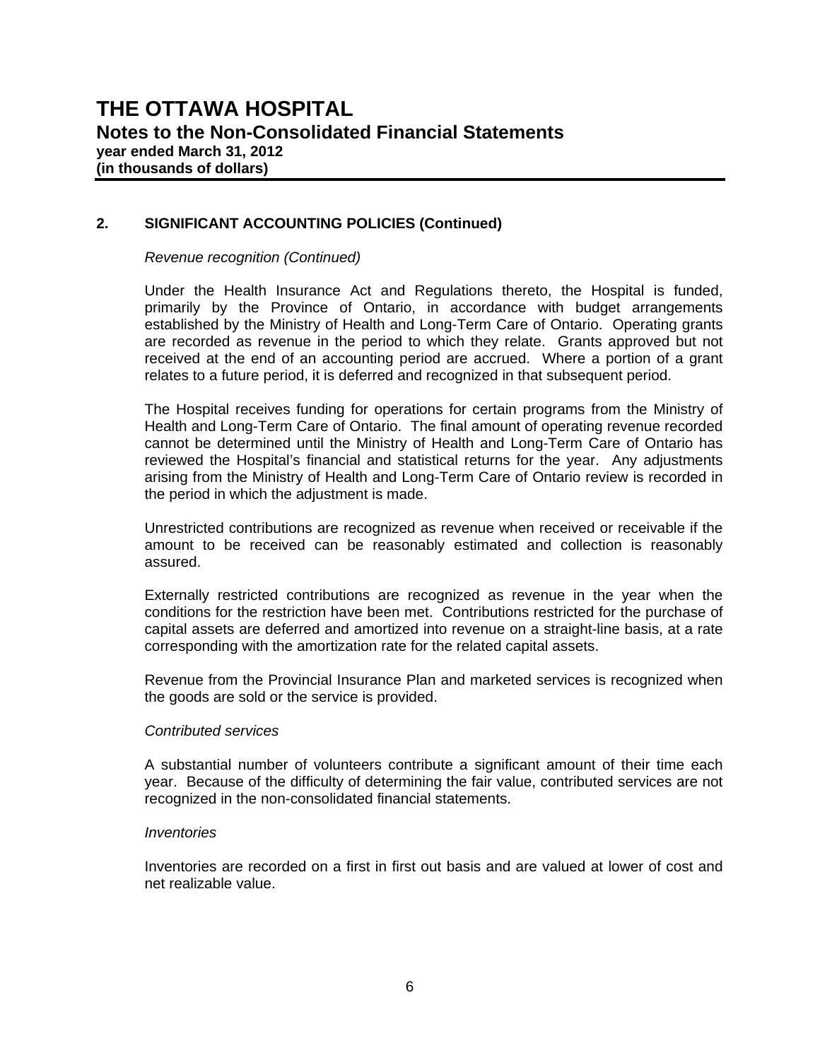# THE OTTAWA HOSPITAL

## Notes to the Non-Consolidated Financial Statements

**year ended March 31, 2012**
**(in thousands of dollars)**

### 2. SIGNIFICANT ACCOUNTING POLICIES (Continued)

*Revenue recognition (Continued)*

Under the Health Insurance Act and Regulations thereto, the Hospital is funded, primarily by the Province of Ontario, in accordance with budget arrangements established by the Ministry of Health and Long-Term Care of Ontario. Operating grants are recorded as revenue in the period to which they relate. Grants approved but not received at the end of an accounting period are accrued. Where a portion of a grant relates to a future period, it is deferred and recognized in that subsequent period.

The Hospital receives funding for operations for certain programs from the Ministry of Health and Long-Term Care of Ontario. The final amount of operating revenue recorded cannot be determined until the Ministry of Health and Long-Term Care of Ontario has reviewed the Hospital's financial and statistical returns for the year. Any adjustments arising from the Ministry of Health and Long-Term Care of Ontario review is recorded in the period in which the adjustment is made.

Unrestricted contributions are recognized as revenue when received or receivable if the amount to be received can be reasonably estimated and collection is reasonably assured.

Externally restricted contributions are recognized as revenue in the year when the conditions for the restriction have been met. Contributions restricted for the purchase of capital assets are deferred and amortized into revenue on a straight-line basis, at a rate corresponding with the amortization rate for the related capital assets.

Revenue from the Provincial Insurance Plan and marketed services is recognized when the goods are sold or the service is provided.

*Contributed services*

A substantial number of volunteers contribute a significant amount of their time each year. Because of the difficulty of determining the fair value, contributed services are not recognized in the non-consolidated financial statements.

*Inventories*

Inventories are recorded on a first in first out basis and are valued at lower of cost and net realizable value.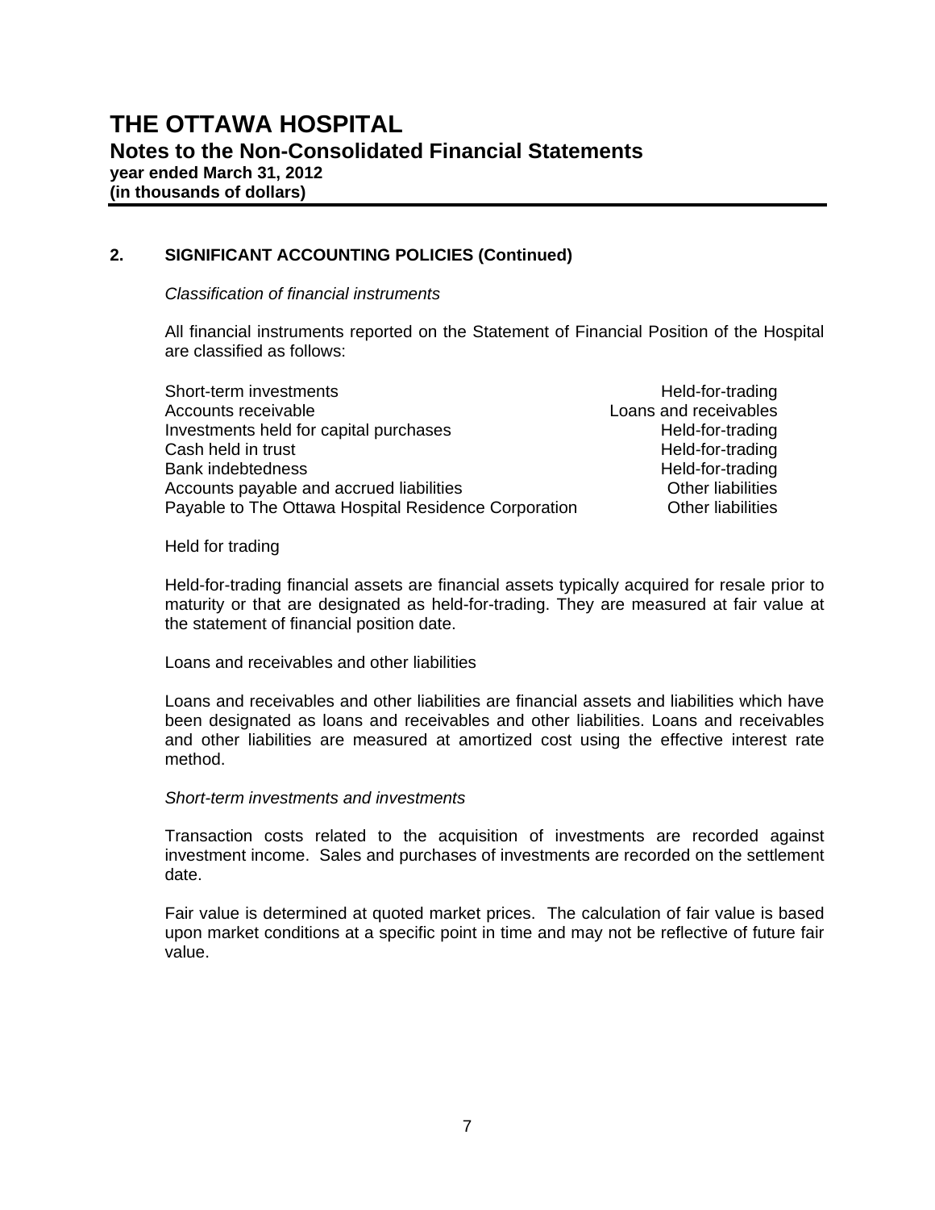# THE OTTAWA HOSPITAL

## Notes to the Non-Consolidated Financial Statements

**year ended March 31, 2012**
**(in thousands of dollars)**

### 2. SIGNIFICANT ACCOUNTING POLICIES (Continued)

*Classification of financial instruments*

All financial instruments reported on the Statement of Financial Position of the Hospital are classified as follows:

| | |
|---|---|
| Short-term investments | Held-for-trading |
| Accounts receivable | Loans and receivables |
| Investments held for capital purchases | Held-for-trading |
| Cash held in trust | Held-for-trading |
| Bank indebtedness | Held-for-trading |
| Accounts payable and accrued liabilities | Other liabilities |
| Payable to The Ottawa Hospital Residence Corporation | Other liabilities |

Held for trading

Held-for-trading financial assets are financial assets typically acquired for resale prior to maturity or that are designated as held-for-trading. They are measured at fair value at the statement of financial position date.

Loans and receivables and other liabilities

Loans and receivables and other liabilities are financial assets and liabilities which have been designated as loans and receivables and other liabilities. Loans and receivables and other liabilities are measured at amortized cost using the effective interest rate method.

*Short-term investments and investments*

Transaction costs related to the acquisition of investments are recorded against investment income. Sales and purchases of investments are recorded on the settlement date.

Fair value is determined at quoted market prices. The calculation of fair value is based upon market conditions at a specific point in time and may not be reflective of future fair value.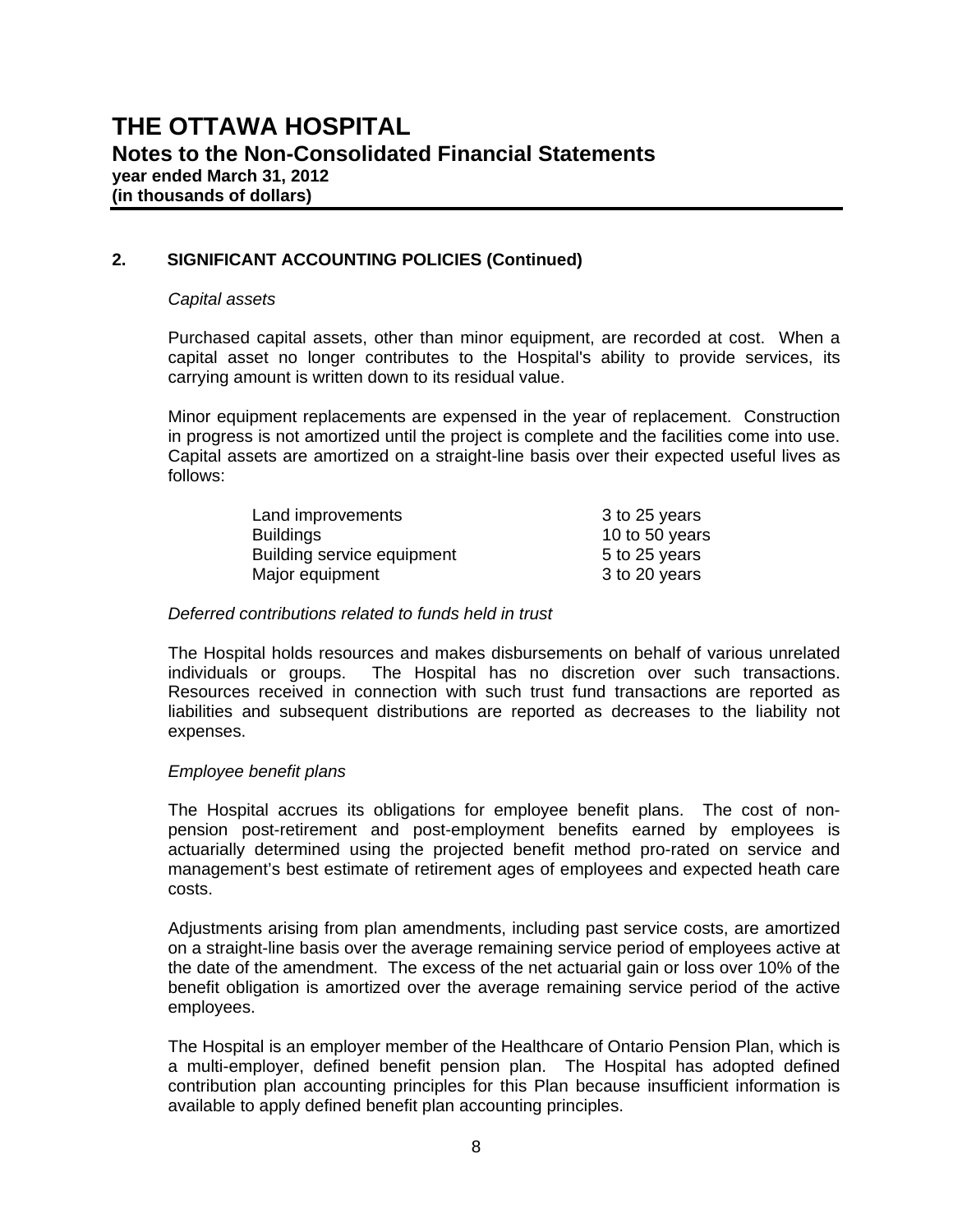# THE OTTAWA HOSPITAL

## Notes to the Non-Consolidated Financial Statements

**year ended March 31, 2012**
**(in thousands of dollars)**

### 2. SIGNIFICANT ACCOUNTING POLICIES (Continued)

*Capital assets*

Purchased capital assets, other than minor equipment, are recorded at cost. When a capital asset no longer contributes to the Hospital's ability to provide services, its carrying amount is written down to its residual value.

Minor equipment replacements are expensed in the year of replacement. Construction in progress is not amortized until the project is complete and the facilities come into use. Capital assets are amortized on a straight-line basis over their expected useful lives as follows:

| | |
|---|---|
| Land improvements | 3 to 25 years |
| Buildings | 10 to 50 years |
| Building service equipment | 5 to 25 years |
| Major equipment | 3 to 20 years |

*Deferred contributions related to funds held in trust*

The Hospital holds resources and makes disbursements on behalf of various unrelated individuals or groups. The Hospital has no discretion over such transactions. Resources received in connection with such trust fund transactions are reported as liabilities and subsequent distributions are reported as decreases to the liability not expenses.

*Employee benefit plans*

The Hospital accrues its obligations for employee benefit plans. The cost of non-pension post-retirement and post-employment benefits earned by employees is actuarially determined using the projected benefit method pro-rated on service and management's best estimate of retirement ages of employees and expected heath care costs.

Adjustments arising from plan amendments, including past service costs, are amortized on a straight-line basis over the average remaining service period of employees active at the date of the amendment. The excess of the net actuarial gain or loss over 10% of the benefit obligation is amortized over the average remaining service period of the active employees.

The Hospital is an employer member of the Healthcare of Ontario Pension Plan, which is a multi-employer, defined benefit pension plan. The Hospital has adopted defined contribution plan accounting principles for this Plan because insufficient information is available to apply defined benefit plan accounting principles.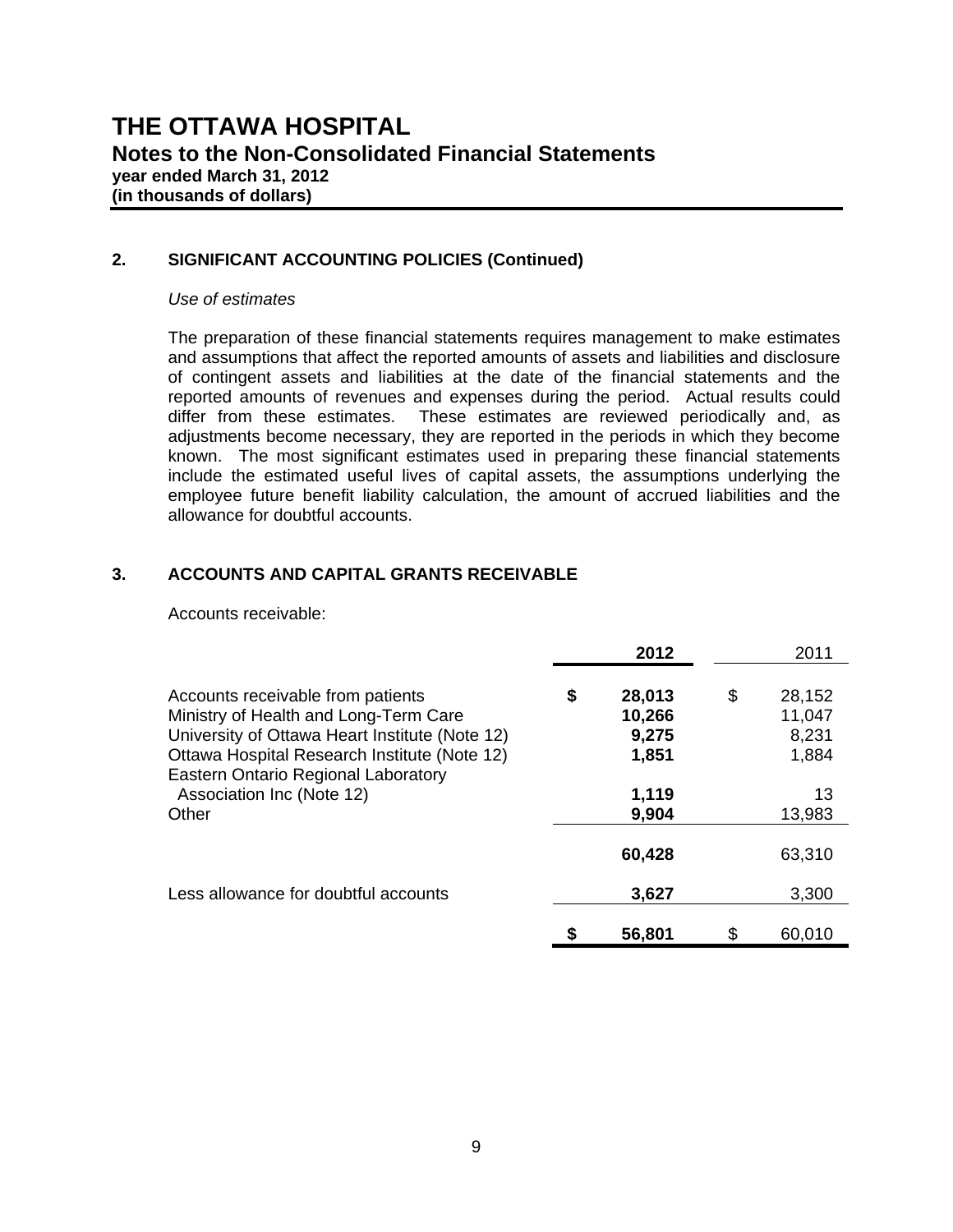# THE OTTAWA HOSPITAL

## Notes to the Non-Consolidated Financial Statements

**year ended March 31, 2012**
**(in thousands of dollars)**

### 2. SIGNIFICANT ACCOUNTING POLICIES (Continued)

*Use of estimates*

The preparation of these financial statements requires management to make estimates and assumptions that affect the reported amounts of assets and liabilities and disclosure of contingent assets and liabilities at the date of the financial statements and the reported amounts of revenues and expenses during the period. Actual results could differ from these estimates. These estimates are reviewed periodically and, as adjustments become necessary, they are reported in the periods in which they become known. The most significant estimates used in preparing these financial statements include the estimated useful lives of capital assets, the assumptions underlying the employee future benefit liability calculation, the amount of accrued liabilities and the allowance for doubtful accounts.

### 3. ACCOUNTS AND CAPITAL GRANTS RECEIVABLE

Accounts receivable:

| | **2012** | 2011 |
|---|---|---|
| Accounts receivable from patients | **$ 28,013** | $ 28,152 |
| Ministry of Health and Long-Term Care | **10,266** | 11,047 |
| University of Ottawa Heart Institute (Note 12) | **9,275** | 8,231 |
| Ottawa Hospital Research Institute (Note 12) | **1,851** | 1,884 |
| Eastern Ontario Regional Laboratory Association Inc (Note 12) | **1,119** | 13 |
| Other | **9,904** | 13,983 |
| | **60,428** | 63,310 |
| Less allowance for doubtful accounts | **3,627** | 3,300 |
| | **$ 56,801** | $ 60,010 |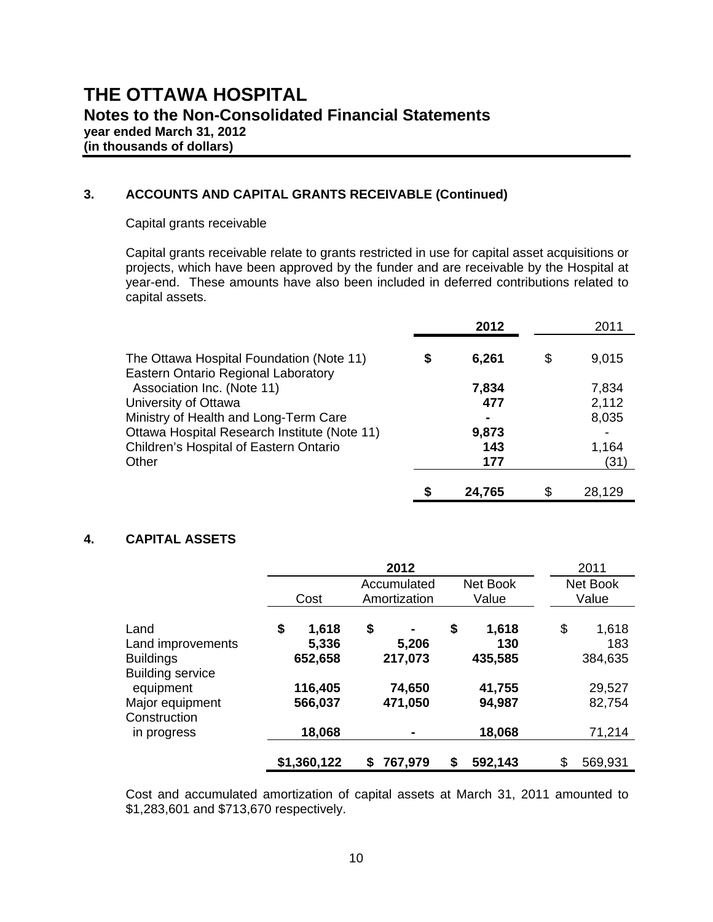# THE OTTAWA HOSPITAL

## Notes to the Non-Consolidated Financial Statements

**year ended March 31, 2012**
**(in thousands of dollars)**

### 3. ACCOUNTS AND CAPITAL GRANTS RECEIVABLE (Continued)

Capital grants receivable

Capital grants receivable relate to grants restricted in use for capital asset acquisitions or projects, which have been approved by the funder and are receivable by the Hospital at year-end. These amounts have also been included in deferred contributions related to capital assets.

| | **2012** | 2011 |
|---|---|---|
| The Ottawa Hospital Foundation (Note 11) | **$ 6,261** | $ 9,015 |
| Eastern Ontario Regional Laboratory Association Inc. (Note 11) | **7,834** | 7,834 |
| University of Ottawa | **477** | 2,112 |
| Ministry of Health and Long-Term Care | **-** | 8,035 |
| Ottawa Hospital Research Institute (Note 11) | **9,873** | - |
| Children's Hospital of Eastern Ontario | **143** | 1,164 |
| Other | **177** | (31) |
| | **$ 24,765** | $ 28,129 |

### 4. CAPITAL ASSETS

| | **2012** | | | 2011 |
|---|---|---|---|---|
| | Cost | Accumulated Amortization | Net Book Value | Net Book Value |
| Land | **$ 1,618** | **$ -** | **$ 1,618** | $ 1,618 |
| Land improvements | **5,336** | **5,206** | **130** | 183 |
| Buildings | **652,658** | **217,073** | **435,585** | 384,635 |
| Building service equipment | **116,405** | **74,650** | **41,755** | 29,527 |
| Major equipment | **566,037** | **471,050** | **94,987** | 82,754 |
| Construction in progress | **18,068** | **-** | **18,068** | 71,214 |
| | **$1,360,122** | **$ 767,979** | **$ 592,143** | $ 569,931 |

Cost and accumulated amortization of capital assets at March 31, 2011 amounted to $1,283,601 and $713,670 respectively.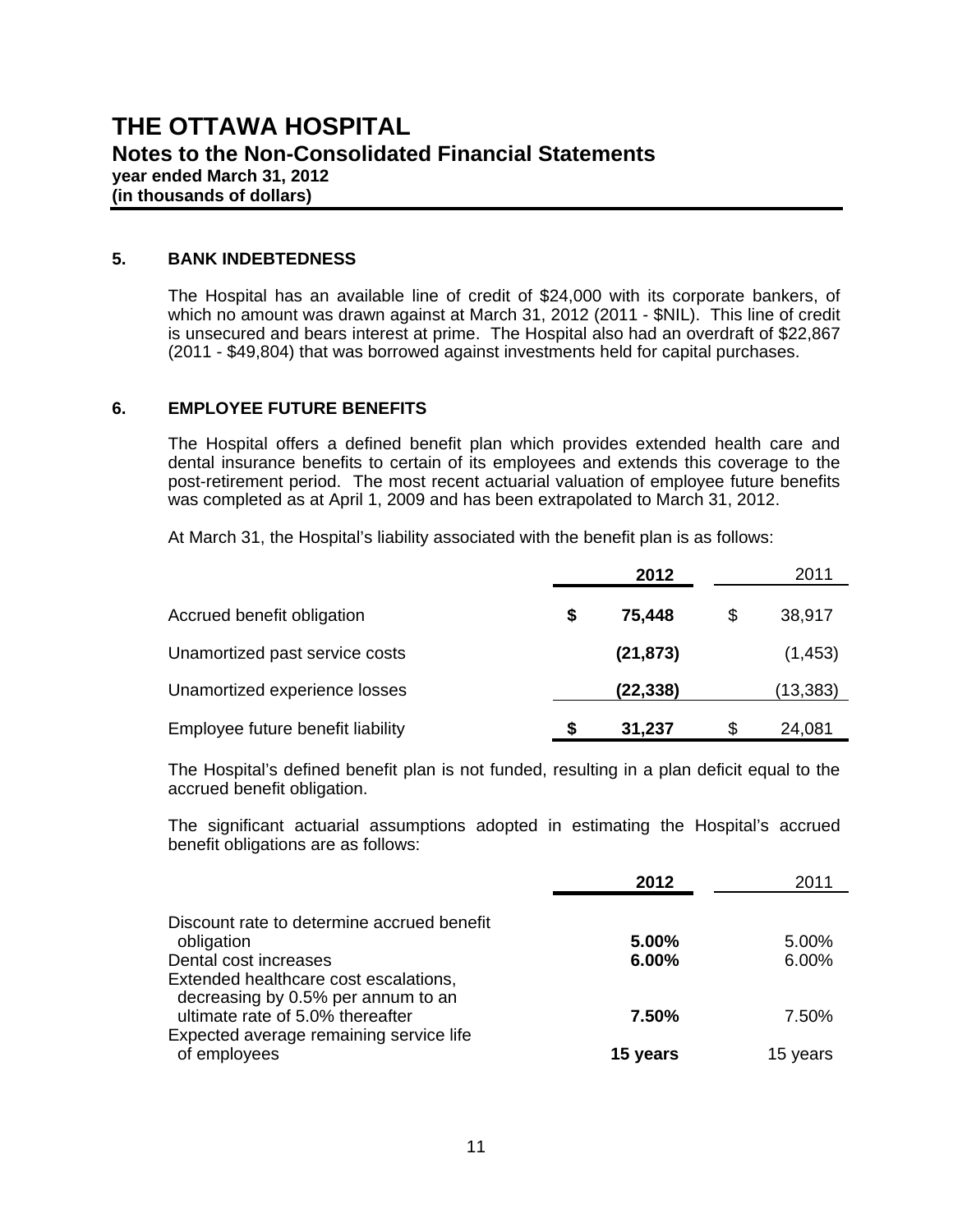# THE OTTAWA HOSPITAL

## Notes to the Non-Consolidated Financial Statements

**year ended March 31, 2012**
**(in thousands of dollars)**

### 5. BANK INDEBTEDNESS

The Hospital has an available line of credit of $24,000 with its corporate bankers, of which no amount was drawn against at March 31, 2012 (2011 - $NIL). This line of credit is unsecured and bears interest at prime. The Hospital also had an overdraft of $22,867 (2011 - $49,804) that was borrowed against investments held for capital purchases.

### 6. EMPLOYEE FUTURE BENEFITS

The Hospital offers a defined benefit plan which provides extended health care and dental insurance benefits to certain of its employees and extends this coverage to the post-retirement period. The most recent actuarial valuation of employee future benefits was completed as at April 1, 2009 and has been extrapolated to March 31, 2012.

At March 31, the Hospital's liability associated with the benefit plan is as follows:

| | **2012** | 2011 |
|---|---|---|
| Accrued benefit obligation | **$ 75,448** | $ 38,917 |
| Unamortized past service costs | **(21,873)** | (1,453) |
| Unamortized experience losses | **(22,338)** | (13,383) |
| Employee future benefit liability | **$ 31,237** | $ 24,081 |

The Hospital's defined benefit plan is not funded, resulting in a plan deficit equal to the accrued benefit obligation.

The significant actuarial assumptions adopted in estimating the Hospital's accrued benefit obligations are as follows:

| | **2012** | 2011 |
|---|---|---|
| Discount rate to determine accrued benefit obligation | **5.00%** | 5.00% |
| Dental cost increases | **6.00%** | 6.00% |
| Extended healthcare cost escalations, decreasing by 0.5% per annum to an ultimate rate of 5.0% thereafter | **7.50%** | 7.50% |
| Expected average remaining service life of employees | **15 years** | 15 years |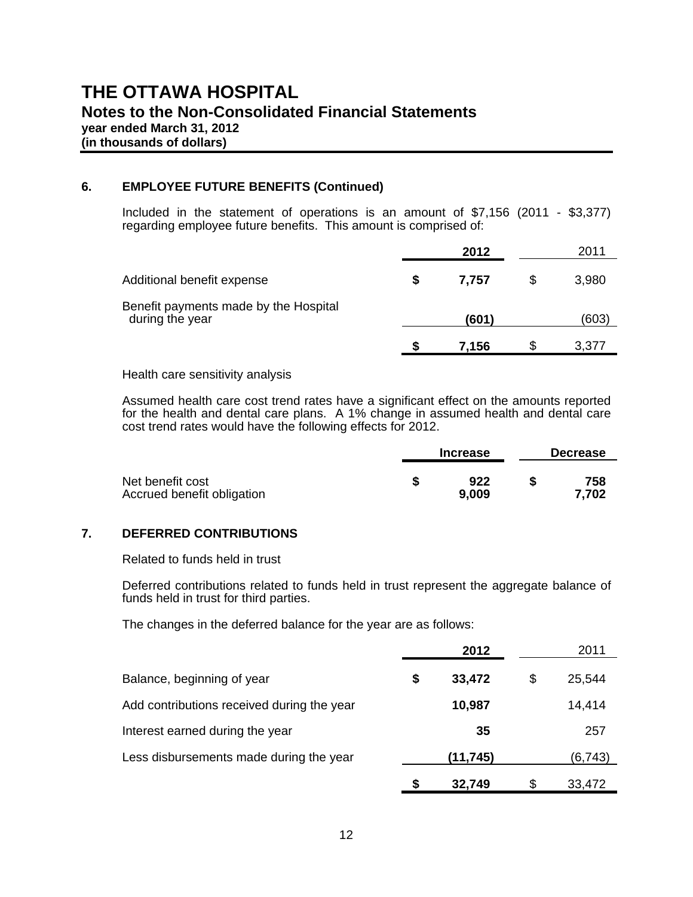# THE OTTAWA HOSPITAL

## Notes to the Non-Consolidated Financial Statements

**year ended March 31, 2012**
**(in thousands of dollars)**

### 6. EMPLOYEE FUTURE BENEFITS (Continued)

Included in the statement of operations is an amount of $7,156 (2011 - $3,377) regarding employee future benefits. This amount is comprised of:

| | **2012** | 2011 |
|---|---|---|
| Additional benefit expense | **$ 7,757** | $ 3,980 |
| Benefit payments made by the Hospital during the year | **(601)** | (603) |
| | **$ 7,156** | $ 3,377 |

Health care sensitivity analysis

Assumed health care cost trend rates have a significant effect on the amounts reported for the health and dental care plans. A 1% change in assumed health and dental care cost trend rates would have the following effects for 2012.

| | **Increase** | **Decrease** |
|---|---|---|
| Net benefit cost | **$ 922** | **$ 758** |
| Accrued benefit obligation | **9,009** | **7,702** |

### 7. DEFERRED CONTRIBUTIONS

Related to funds held in trust

Deferred contributions related to funds held in trust represent the aggregate balance of funds held in trust for third parties.

The changes in the deferred balance for the year are as follows:

| | **2012** | 2011 |
|---|---|---|
| Balance, beginning of year | **$ 33,472** | $ 25,544 |
| Add contributions received during the year | **10,987** | 14,414 |
| Interest earned during the year | **35** | 257 |
| Less disbursements made during the year | **(11,745)** | (6,743) |
| | **$ 32,749** | $ 33,472 |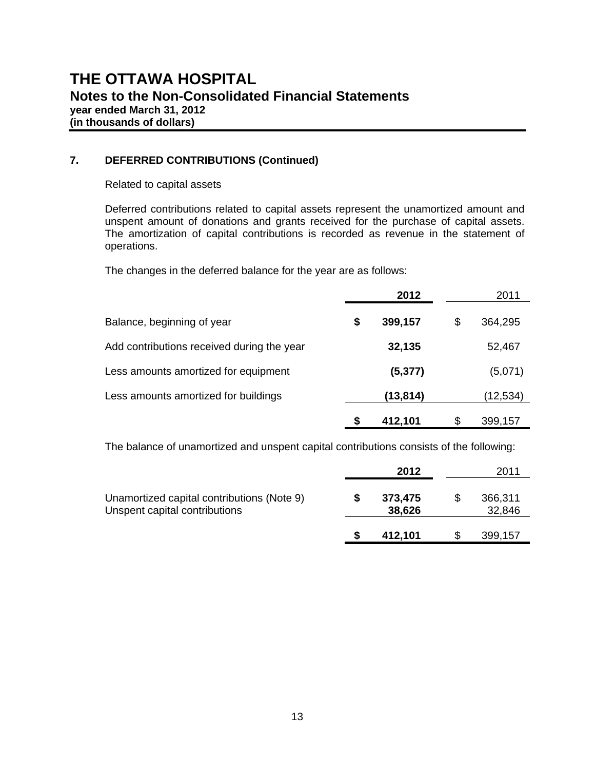# THE OTTAWA HOSPITAL

## Notes to the Non-Consolidated Financial Statements

**year ended March 31, 2012**
**(in thousands of dollars)**

### 7. DEFERRED CONTRIBUTIONS (Continued)

Related to capital assets

Deferred contributions related to capital assets represent the unamortized amount and unspent amount of donations and grants received for the purchase of capital assets. The amortization of capital contributions is recorded as revenue in the statement of operations.

The changes in the deferred balance for the year are as follows:

| | **2012** | 2011 |
|---|---|---|
| Balance, beginning of year | **$ 399,157** | $ 364,295 |
| Add contributions received during the year | **32,135** | 52,467 |
| Less amounts amortized for equipment | **(5,377)** | (5,071) |
| Less amounts amortized for buildings | **(13,814)** | (12,534) |
| | **$ 412,101** | $ 399,157 |

The balance of unamortized and unspent capital contributions consists of the following:

| | **2012** | 2011 |
|---|---|---|
| Unamortized capital contributions (Note 9) | **$ 373,475** | $ 366,311 |
| Unspent capital contributions | **38,626** | 32,846 |
| | **$ 412,101** | $ 399,157 |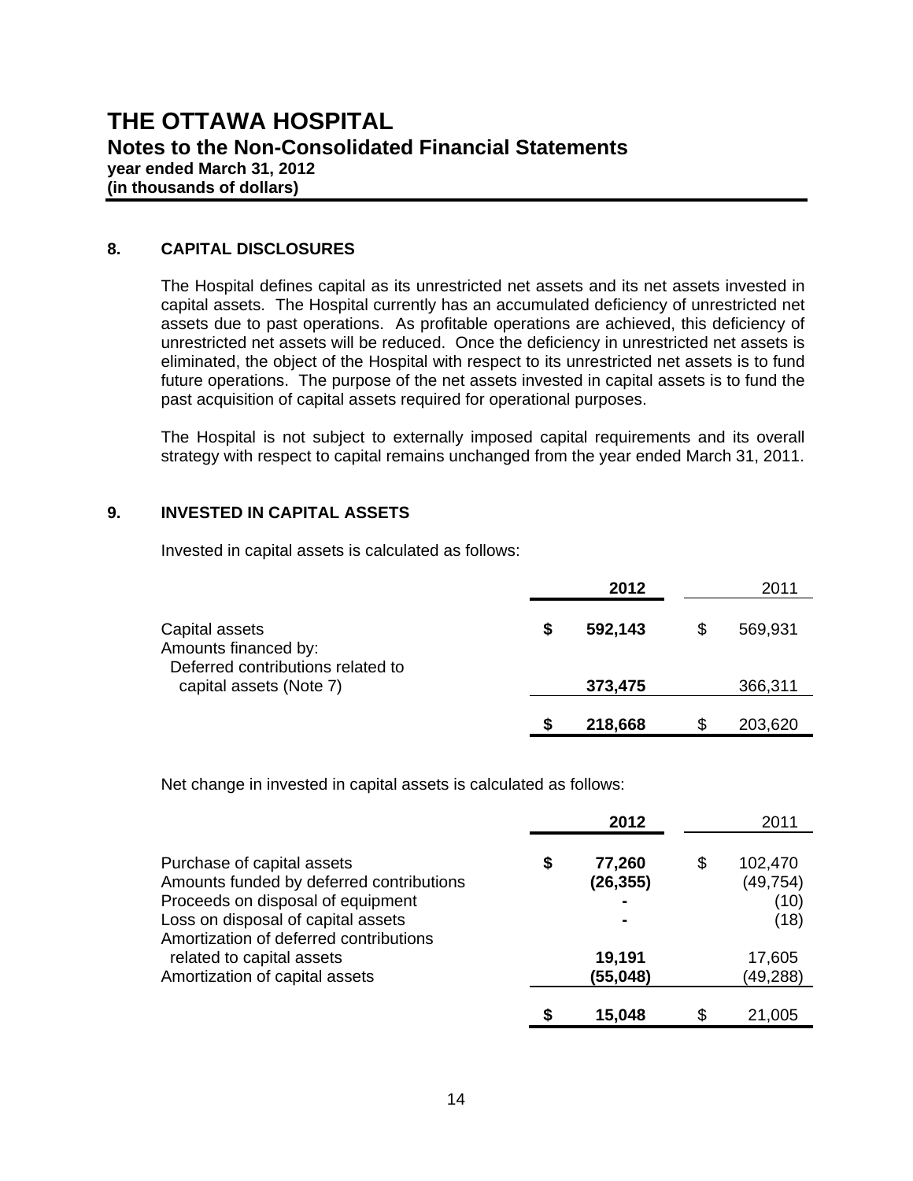# THE OTTAWA HOSPITAL

## Notes to the Non-Consolidated Financial Statements

**year ended March 31, 2012**
**(in thousands of dollars)**

## 8. CAPITAL DISCLOSURES

The Hospital defines capital as its unrestricted net assets and its net assets invested in capital assets. The Hospital currently has an accumulated deficiency of unrestricted net assets due to past operations. As profitable operations are achieved, this deficiency of unrestricted net assets will be reduced. Once the deficiency in unrestricted net assets is eliminated, the object of the Hospital with respect to its unrestricted net assets is to fund future operations. The purpose of the net assets invested in capital assets is to fund the past acquisition of capital assets required for operational purposes.

The Hospital is not subject to externally imposed capital requirements and its overall strategy with respect to capital remains unchanged from the year ended March 31, 2011.

## 9. INVESTED IN CAPITAL ASSETS

Invested in capital assets is calculated as follows:

| | **2012** | 2011 |
|---|---|---|
| Capital assets | **$ 592,143** | $ 569,931 |
| Amounts financed by: | | |
| Deferred contributions related to capital assets (Note 7) | **373,475** | 366,311 |
| | **$ 218,668** | $ 203,620 |

Net change in invested in capital assets is calculated as follows:

| | **2012** | 2011 |
|---|---|---|
| Purchase of capital assets | **$ 77,260** | $ 102,470 |
| Amounts funded by deferred contributions | **(26,355)** | (49,754) |
| Proceeds on disposal of equipment | **-** | (10) |
| Loss on disposal of capital assets | **-** | (18) |
| Amortization of deferred contributions related to capital assets | **19,191** | 17,605 |
| Amortization of capital assets | **(55,048)** | (49,288) |
| | **$ 15,048** | $ 21,005 |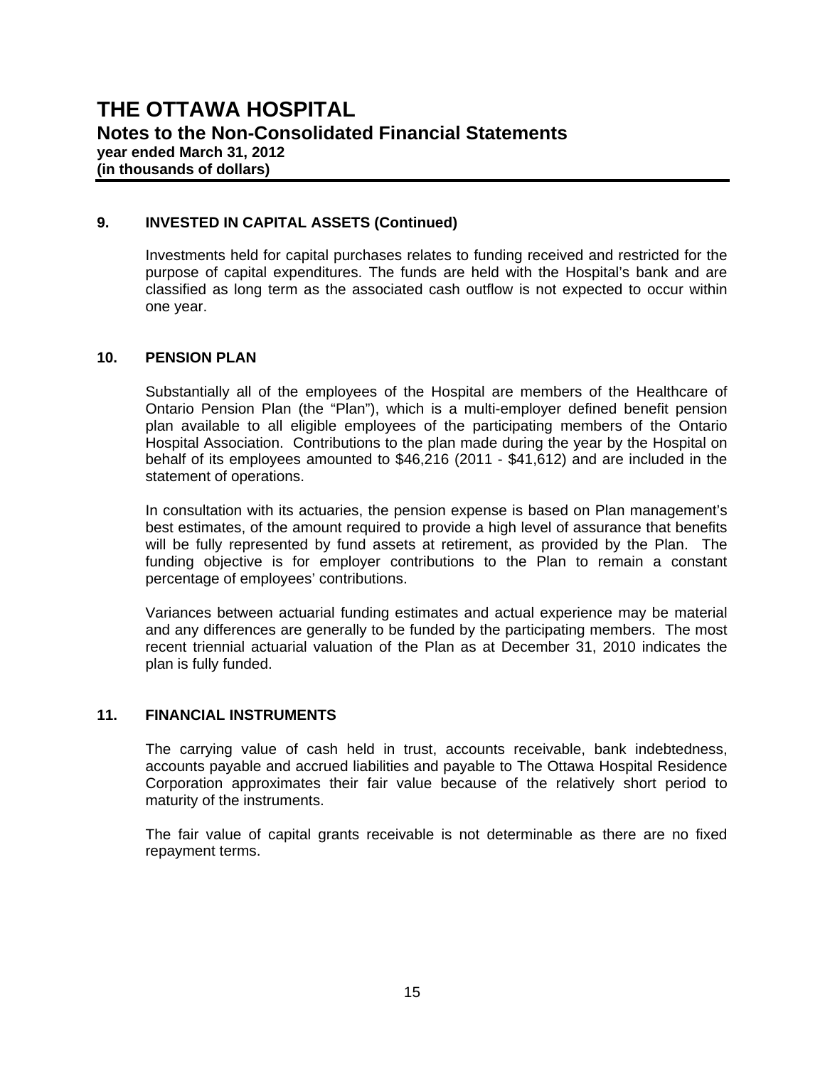# THE OTTAWA HOSPITAL

## Notes to the Non-Consolidated Financial Statements

**year ended March 31, 2012**
**(in thousands of dollars)**

### 9. INVESTED IN CAPITAL ASSETS (Continued)

Investments held for capital purchases relates to funding received and restricted for the purpose of capital expenditures. The funds are held with the Hospital's bank and are classified as long term as the associated cash outflow is not expected to occur within one year.

### 10. PENSION PLAN

Substantially all of the employees of the Hospital are members of the Healthcare of Ontario Pension Plan (the "Plan"), which is a multi-employer defined benefit pension plan available to all eligible employees of the participating members of the Ontario Hospital Association. Contributions to the plan made during the year by the Hospital on behalf of its employees amounted to $46,216 (2011 - $41,612) and are included in the statement of operations.

In consultation with its actuaries, the pension expense is based on Plan management's best estimates, of the amount required to provide a high level of assurance that benefits will be fully represented by fund assets at retirement, as provided by the Plan. The funding objective is for employer contributions to the Plan to remain a constant percentage of employees' contributions.

Variances between actuarial funding estimates and actual experience may be material and any differences are generally to be funded by the participating members. The most recent triennial actuarial valuation of the Plan as at December 31, 2010 indicates the plan is fully funded.

### 11. FINANCIAL INSTRUMENTS

The carrying value of cash held in trust, accounts receivable, bank indebtedness, accounts payable and accrued liabilities and payable to The Ottawa Hospital Residence Corporation approximates their fair value because of the relatively short period to maturity of the instruments.

The fair value of capital grants receivable is not determinable as there are no fixed repayment terms.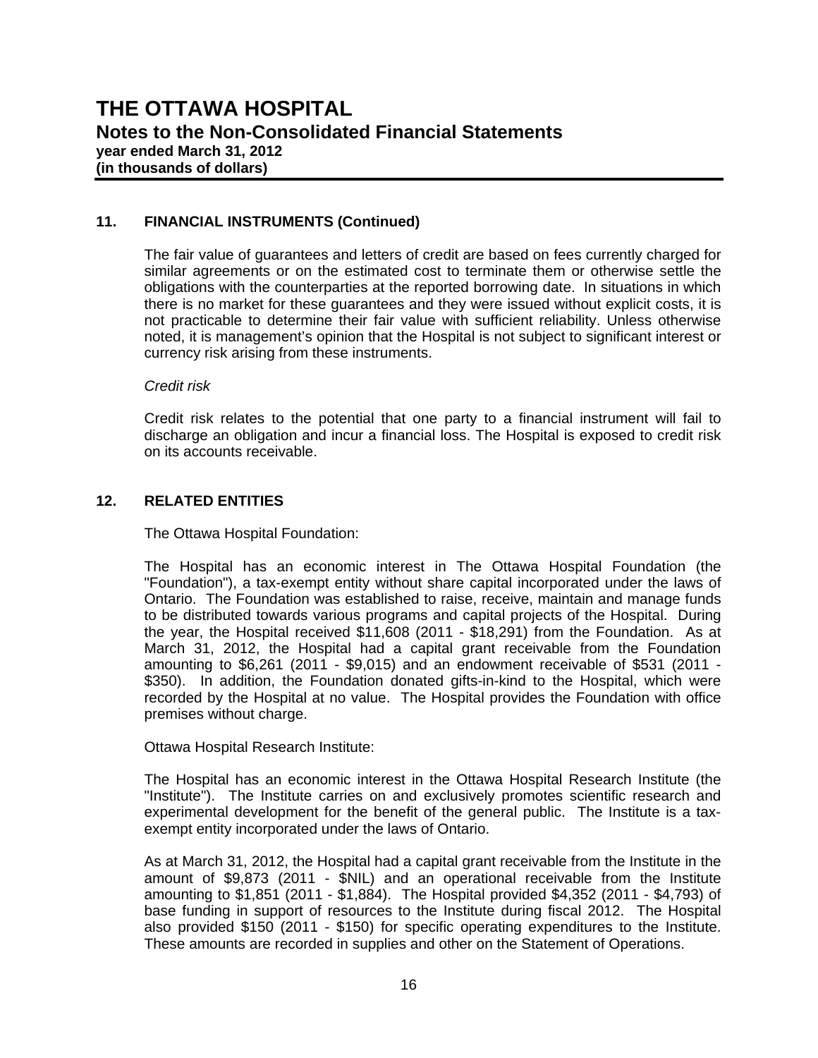## 11. FINANCIAL INSTRUMENTS (Continued)

The fair value of guarantees and letters of credit are based on fees currently charged for similar agreements or on the estimated cost to terminate them or otherwise settle the obligations with the counterparties at the reported borrowing date. In situations in which there is no market for these guarantees and they were issued without explicit costs, it is not practicable to determine their fair value with sufficient reliability. Unless otherwise noted, it is management's opinion that the Hospital is not subject to significant interest or currency risk arising from these instruments.

*Credit risk*

Credit risk relates to the potential that one party to a financial instrument will fail to discharge an obligation and incur a financial loss. The Hospital is exposed to credit risk on its accounts receivable.

## 12. RELATED ENTITIES

The Ottawa Hospital Foundation:

The Hospital has an economic interest in The Ottawa Hospital Foundation (the "Foundation"), a tax-exempt entity without share capital incorporated under the laws of Ontario. The Foundation was established to raise, receive, maintain and manage funds to be distributed towards various programs and capital projects of the Hospital. During the year, the Hospital received $11,608 (2011 - $18,291) from the Foundation. As at March 31, 2012, the Hospital had a capital grant receivable from the Foundation amounting to $6,261 (2011 - $9,015) and an endowment receivable of $531 (2011 - $350). In addition, the Foundation donated gifts-in-kind to the Hospital, which were recorded by the Hospital at no value. The Hospital provides the Foundation with office premises without charge.

Ottawa Hospital Research Institute:

The Hospital has an economic interest in the Ottawa Hospital Research Institute (the "Institute"). The Institute carries on and exclusively promotes scientific research and experimental development for the benefit of the general public. The Institute is a tax-exempt entity incorporated under the laws of Ontario.

As at March 31, 2012, the Hospital had a capital grant receivable from the Institute in the amount of $9,873 (2011 - $NIL) and an operational receivable from the Institute amounting to $1,851 (2011 - $1,884). The Hospital provided $4,352 (2011 - $4,793) of base funding in support of resources to the Institute during fiscal 2012. The Hospital also provided $150 (2011 - $150) for specific operating expenditures to the Institute. These amounts are recorded in supplies and other on the Statement of Operations.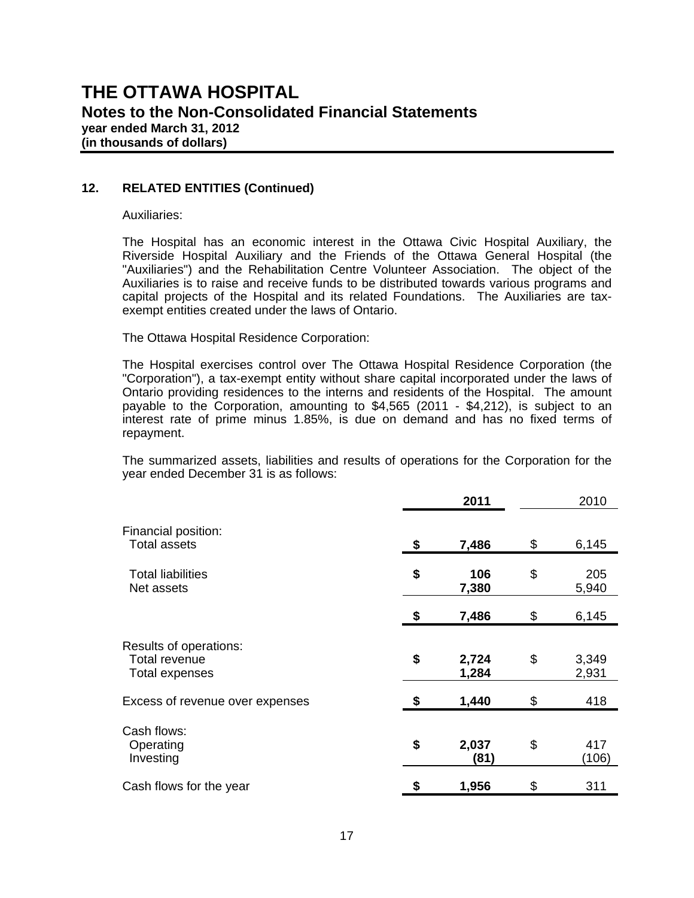# THE OTTAWA HOSPITAL

## Notes to the Non-Consolidated Financial Statements

**year ended March 31, 2012**
**(in thousands of dollars)**

### 12. RELATED ENTITIES (Continued)

Auxiliaries:

The Hospital has an economic interest in the Ottawa Civic Hospital Auxiliary, the Riverside Hospital Auxiliary and the Friends of the Ottawa General Hospital (the "Auxiliaries") and the Rehabilitation Centre Volunteer Association. The object of the Auxiliaries is to raise and receive funds to be distributed towards various programs and capital projects of the Hospital and its related Foundations. The Auxiliaries are tax-exempt entities created under the laws of Ontario.

The Ottawa Hospital Residence Corporation:

The Hospital exercises control over The Ottawa Hospital Residence Corporation (the "Corporation"), a tax-exempt entity without share capital incorporated under the laws of Ontario providing residences to the interns and residents of the Hospital. The amount payable to the Corporation, amounting to $4,565 (2011 - $4,212), is subject to an interest rate of prime minus 1.85%, is due on demand and has no fixed terms of repayment.

The summarized assets, liabilities and results of operations for the Corporation for the year ended December 31 is as follows:

| | **2011** | 2010 |
|---|---|---|
| Financial position: | | |
| Total assets | **$ 7,486** | $ 6,145 |
| Total liabilities | **$ 106** | $ 205 |
| Net assets | **7,380** | 5,940 |
| | **$ 7,486** | $ 6,145 |
| Results of operations: | | |
| Total revenue | **$ 2,724** | $ 3,349 |
| Total expenses | **1,284** | 2,931 |
| Excess of revenue over expenses | **$ 1,440** | $ 418 |
| Cash flows: | | |
| Operating | **$ 2,037** | $ 417 |
| Investing | **(81)** | (106) |
| Cash flows for the year | **$ 1,956** | $ 311 |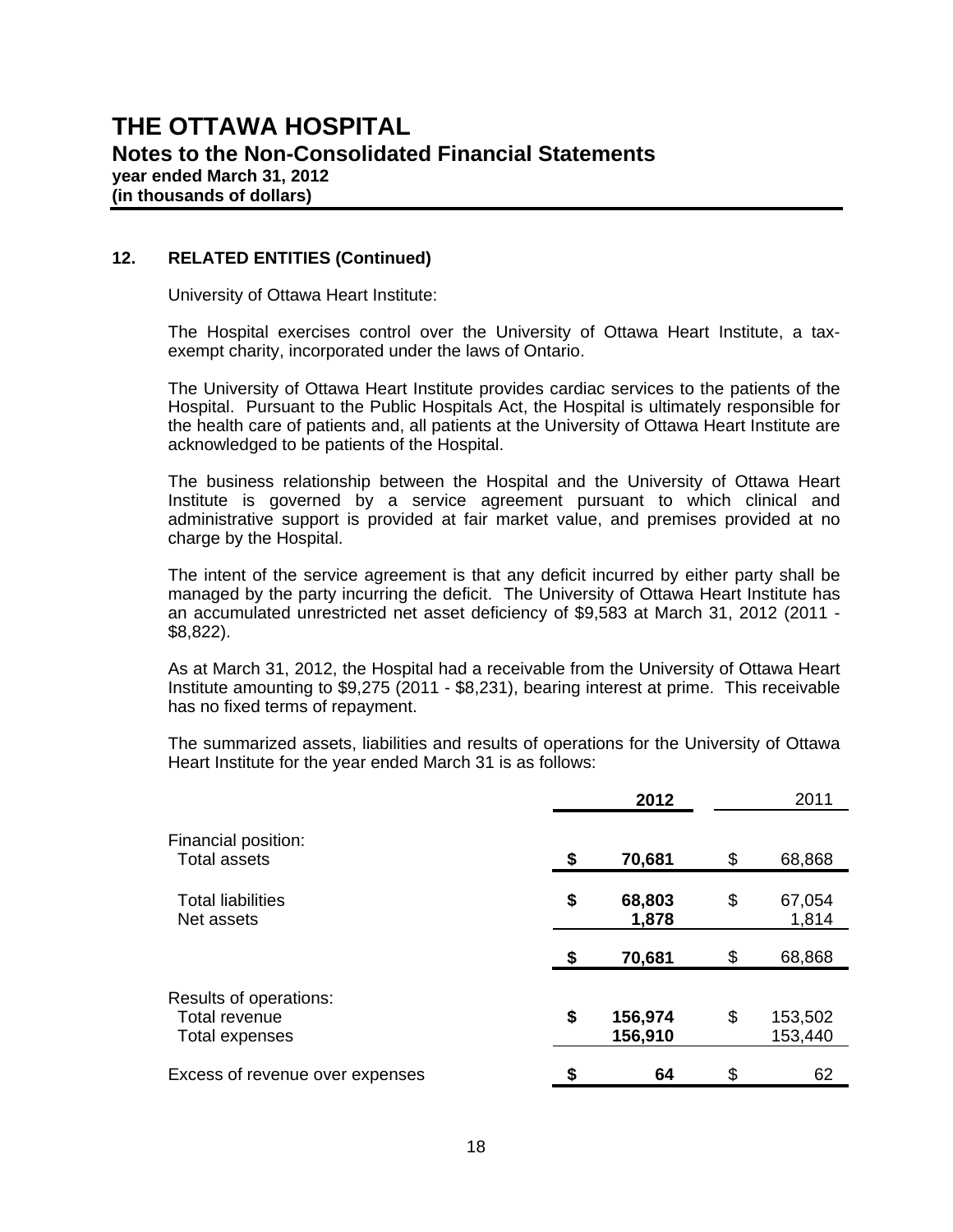# THE OTTAWA HOSPITAL

## Notes to the Non-Consolidated Financial Statements

**year ended March 31, 2012**
**(in thousands of dollars)**

### 12. RELATED ENTITIES (Continued)

University of Ottawa Heart Institute:

The Hospital exercises control over the University of Ottawa Heart Institute, a tax-exempt charity, incorporated under the laws of Ontario.

The University of Ottawa Heart Institute provides cardiac services to the patients of the Hospital. Pursuant to the Public Hospitals Act, the Hospital is ultimately responsible for the health care of patients and, all patients at the University of Ottawa Heart Institute are acknowledged to be patients of the Hospital.

The business relationship between the Hospital and the University of Ottawa Heart Institute is governed by a service agreement pursuant to which clinical and administrative support is provided at fair market value, and premises provided at no charge by the Hospital.

The intent of the service agreement is that any deficit incurred by either party shall be managed by the party incurring the deficit. The University of Ottawa Heart Institute has an accumulated unrestricted net asset deficiency of $9,583 at March 31, 2012 (2011 - $8,822).

As at March 31, 2012, the Hospital had a receivable from the University of Ottawa Heart Institute amounting to $9,275 (2011 - $8,231), bearing interest at prime. This receivable has no fixed terms of repayment.

The summarized assets, liabilities and results of operations for the University of Ottawa Heart Institute for the year ended March 31 is as follows:

| | **2012** | 2011 |
|---|---|---|
| Financial position: | | |
| Total assets | **$ 70,681** | $ 68,868 |
| Total liabilities | **$ 68,803** | $ 67,054 |
| Net assets | **1,878** | 1,814 |
| | **$ 70,681** | $ 68,868 |
| Results of operations: | | |
| Total revenue | **$ 156,974** | $ 153,502 |
| Total expenses | **156,910** | 153,440 |
| Excess of revenue over expenses | **$ 64** | $ 62 |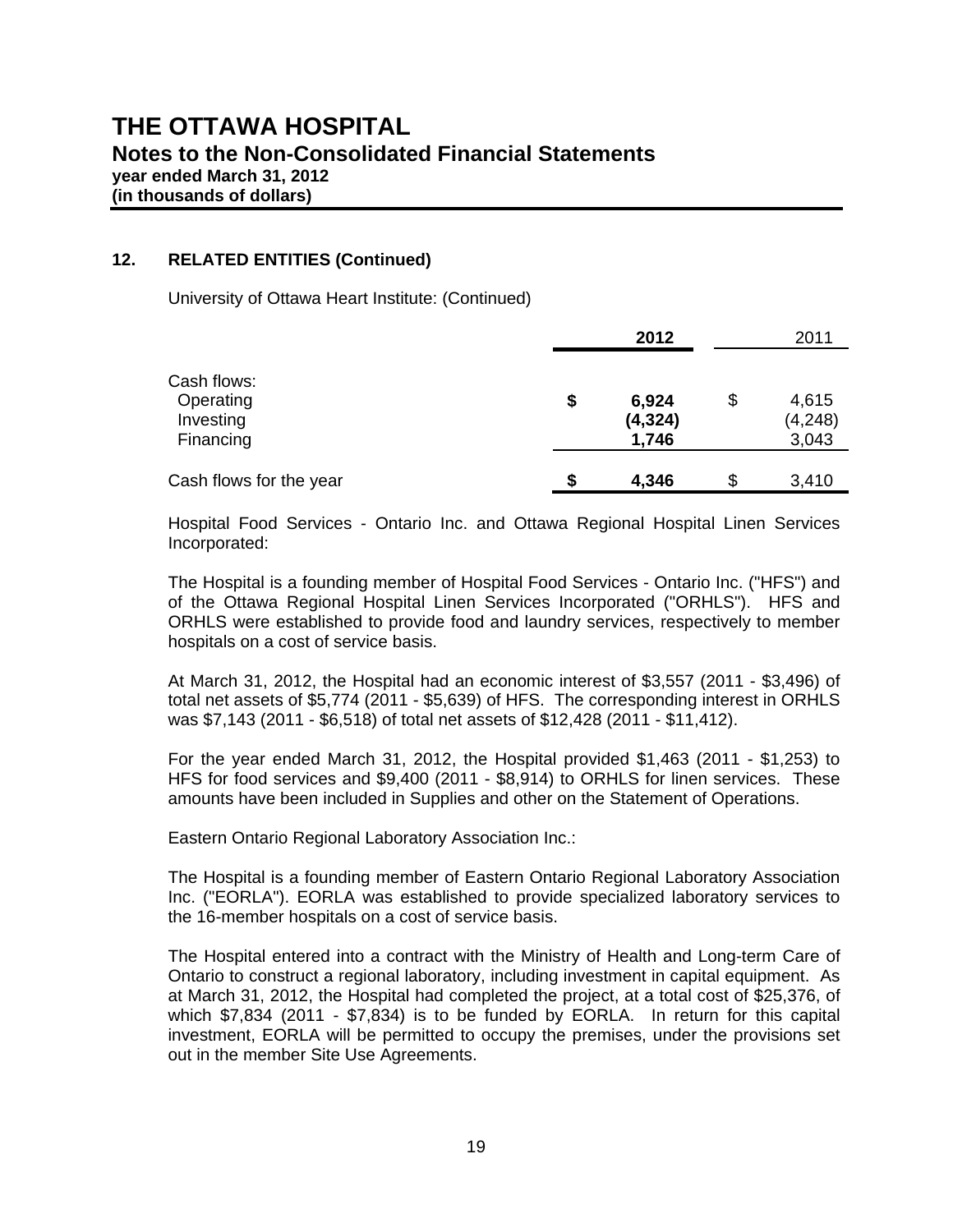# THE OTTAWA HOSPITAL

## Notes to the Non-Consolidated Financial Statements

**year ended March 31, 2012**
**(in thousands of dollars)**

### 12. RELATED ENTITIES (Continued)

University of Ottawa Heart Institute: (Continued)

| | **2012** | 2011 |
|---|---|---|
| Cash flows: | | |
| Operating | **$ 6,924** | $ 4,615 |
| Investing | **(4,324)** | (4,248) |
| Financing | **1,746** | 3,043 |
| Cash flows for the year | **$ 4,346** | $ 3,410 |

Hospital Food Services - Ontario Inc. and Ottawa Regional Hospital Linen Services Incorporated:

The Hospital is a founding member of Hospital Food Services - Ontario Inc. ("HFS") and of the Ottawa Regional Hospital Linen Services Incorporated ("ORHLS"). HFS and ORHLS were established to provide food and laundry services, respectively to member hospitals on a cost of service basis.

At March 31, 2012, the Hospital had an economic interest of $3,557 (2011 - $3,496) of total net assets of $5,774 (2011 - $5,639) of HFS. The corresponding interest in ORHLS was $7,143 (2011 - $6,518) of total net assets of $12,428 (2011 - $11,412).

For the year ended March 31, 2012, the Hospital provided $1,463 (2011 - $1,253) to HFS for food services and $9,400 (2011 - $8,914) to ORHLS for linen services. These amounts have been included in Supplies and other on the Statement of Operations.

Eastern Ontario Regional Laboratory Association Inc.:

The Hospital is a founding member of Eastern Ontario Regional Laboratory Association Inc. ("EORLA"). EORLA was established to provide specialized laboratory services to the 16-member hospitals on a cost of service basis.

The Hospital entered into a contract with the Ministry of Health and Long-term Care of Ontario to construct a regional laboratory, including investment in capital equipment. As at March 31, 2012, the Hospital had completed the project, at a total cost of $25,376, of which $7,834 (2011 - $7,834) is to be funded by EORLA. In return for this capital investment, EORLA will be permitted to occupy the premises, under the provisions set out in the member Site Use Agreements.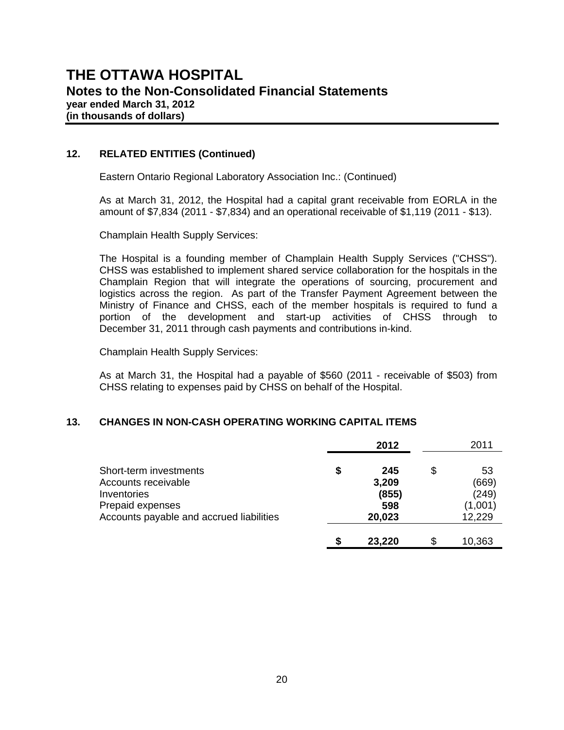## 12. RELATED ENTITIES (Continued)

Eastern Ontario Regional Laboratory Association Inc.: (Continued)

As at March 31, 2012, the Hospital had a capital grant receivable from EORLA in the amount of $7,834 (2011 - $7,834) and an operational receivable of $1,119 (2011 - $13).

Champlain Health Supply Services:

The Hospital is a founding member of Champlain Health Supply Services ("CHSS"). CHSS was established to implement shared service collaboration for the hospitals in the Champlain Region that will integrate the operations of sourcing, procurement and logistics across the region. As part of the Transfer Payment Agreement between the Ministry of Finance and CHSS, each of the member hospitals is required to fund a portion of the development and start-up activities of CHSS through to December 31, 2011 through cash payments and contributions in-kind.

Champlain Health Supply Services:

As at March 31, the Hospital had a payable of $560 (2011 - receivable of $503) from CHSS relating to expenses paid by CHSS on behalf of the Hospital.

## 13. CHANGES IN NON-CASH OPERATING WORKING CAPITAL ITEMS

| | **2012** | 2011 |
|---|---|---|
| Short-term investments | **$ 245** | $ 53 |
| Accounts receivable | **3,209** | (669) |
| Inventories | **(855)** | (249) |
| Prepaid expenses | **598** | (1,001) |
| Accounts payable and accrued liabilities | **20,023** | 12,229 |
| | **$ 23,220** | $ 10,363 |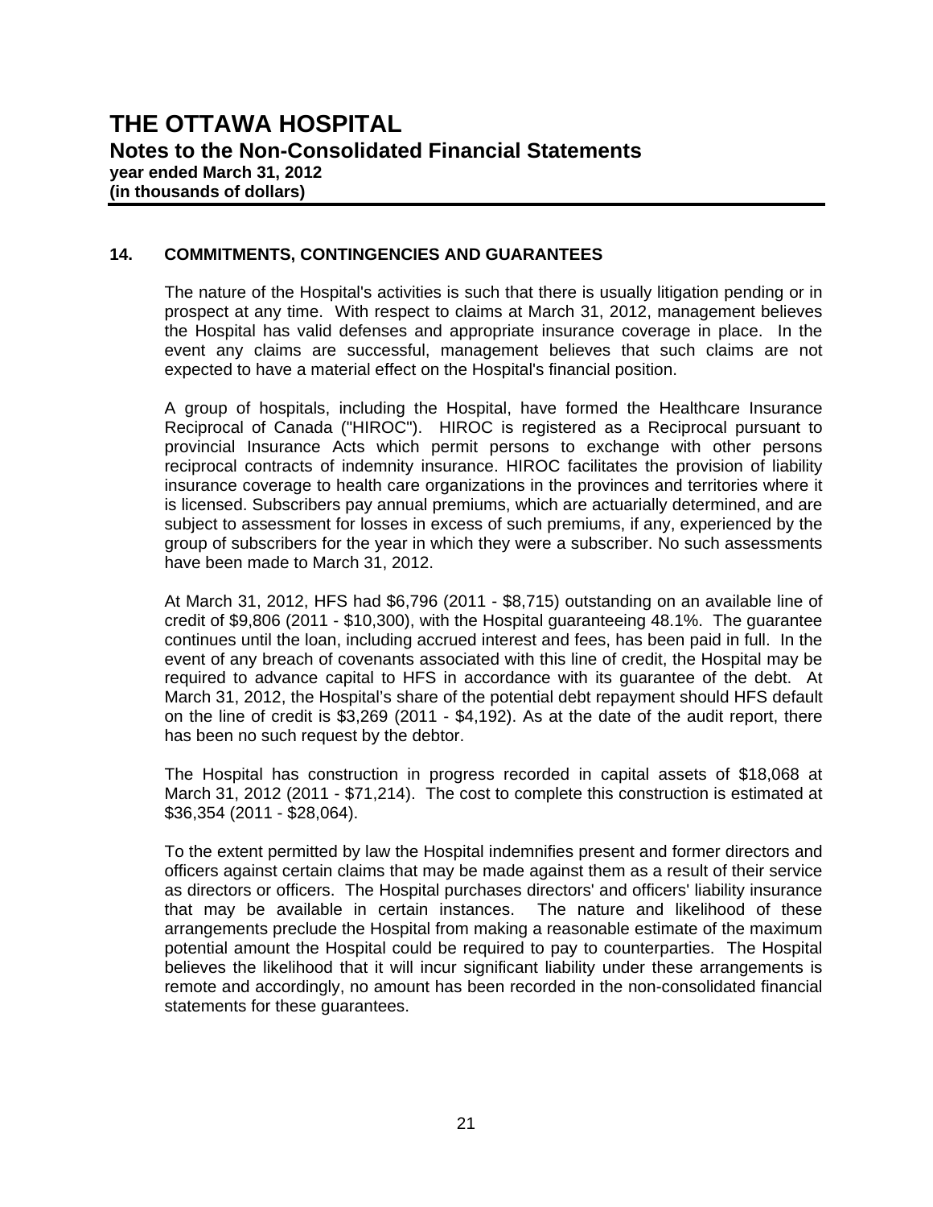# THE OTTAWA HOSPITAL

## Notes to the Non-Consolidated Financial Statements

**year ended March 31, 2012**
**(in thousands of dollars)**

### 14. COMMITMENTS, CONTINGENCIES AND GUARANTEES

The nature of the Hospital's activities is such that there is usually litigation pending or in prospect at any time. With respect to claims at March 31, 2012, management believes the Hospital has valid defenses and appropriate insurance coverage in place. In the event any claims are successful, management believes that such claims are not expected to have a material effect on the Hospital's financial position.

A group of hospitals, including the Hospital, have formed the Healthcare Insurance Reciprocal of Canada ("HIROC"). HIROC is registered as a Reciprocal pursuant to provincial Insurance Acts which permit persons to exchange with other persons reciprocal contracts of indemnity insurance. HIROC facilitates the provision of liability insurance coverage to health care organizations in the provinces and territories where it is licensed. Subscribers pay annual premiums, which are actuarially determined, and are subject to assessment for losses in excess of such premiums, if any, experienced by the group of subscribers for the year in which they were a subscriber. No such assessments have been made to March 31, 2012.

At March 31, 2012, HFS had $6,796 (2011 - $8,715) outstanding on an available line of credit of $9,806 (2011 - $10,300), with the Hospital guaranteeing 48.1%. The guarantee continues until the loan, including accrued interest and fees, has been paid in full. In the event of any breach of covenants associated with this line of credit, the Hospital may be required to advance capital to HFS in accordance with its guarantee of the debt. At March 31, 2012, the Hospital's share of the potential debt repayment should HFS default on the line of credit is $3,269 (2011 - $4,192). As at the date of the audit report, there has been no such request by the debtor.

The Hospital has construction in progress recorded in capital assets of $18,068 at March 31, 2012 (2011 - $71,214). The cost to complete this construction is estimated at $36,354 (2011 - $28,064).

To the extent permitted by law the Hospital indemnifies present and former directors and officers against certain claims that may be made against them as a result of their service as directors or officers. The Hospital purchases directors' and officers' liability insurance that may be available in certain instances. The nature and likelihood of these arrangements preclude the Hospital from making a reasonable estimate of the maximum potential amount the Hospital could be required to pay to counterparties. The Hospital believes the likelihood that it will incur significant liability under these arrangements is remote and accordingly, no amount has been recorded in the non-consolidated financial statements for these guarantees.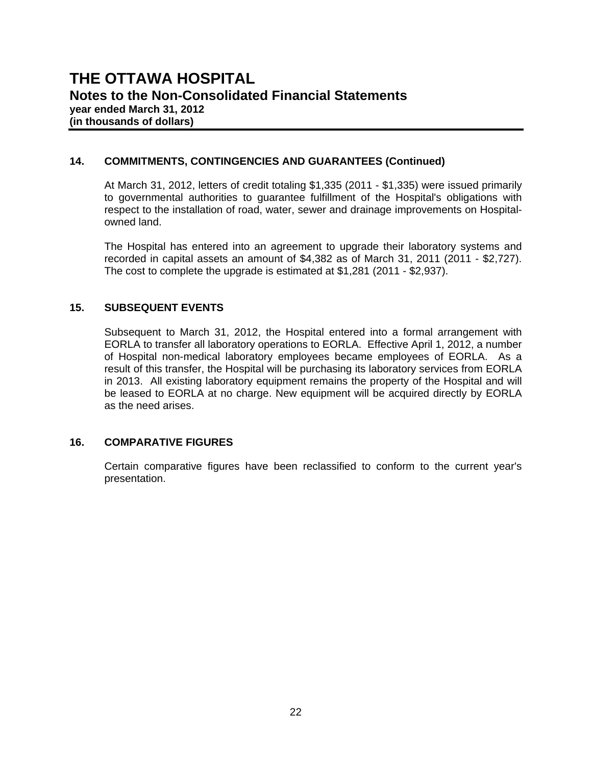# THE OTTAWA HOSPITAL

## Notes to the Non-Consolidated Financial Statements

**year ended March 31, 2012**
**(in thousands of dollars)**

### 14. COMMITMENTS, CONTINGENCIES AND GUARANTEES (Continued)

At March 31, 2012, letters of credit totaling $1,335 (2011 - $1,335) were issued primarily to governmental authorities to guarantee fulfillment of the Hospital's obligations with respect to the installation of road, water, sewer and drainage improvements on Hospital-owned land.

The Hospital has entered into an agreement to upgrade their laboratory systems and recorded in capital assets an amount of $4,382 as of March 31, 2011 (2011 - $2,727). The cost to complete the upgrade is estimated at $1,281 (2011 - $2,937).

### 15. SUBSEQUENT EVENTS

Subsequent to March 31, 2012, the Hospital entered into a formal arrangement with EORLA to transfer all laboratory operations to EORLA. Effective April 1, 2012, a number of Hospital non-medical laboratory employees became employees of EORLA. As a result of this transfer, the Hospital will be purchasing its laboratory services from EORLA in 2013. All existing laboratory equipment remains the property of the Hospital and will be leased to EORLA at no charge. New equipment will be acquired directly by EORLA as the need arises.

### 16. COMPARATIVE FIGURES

Certain comparative figures have been reclassified to conform to the current year's presentation.